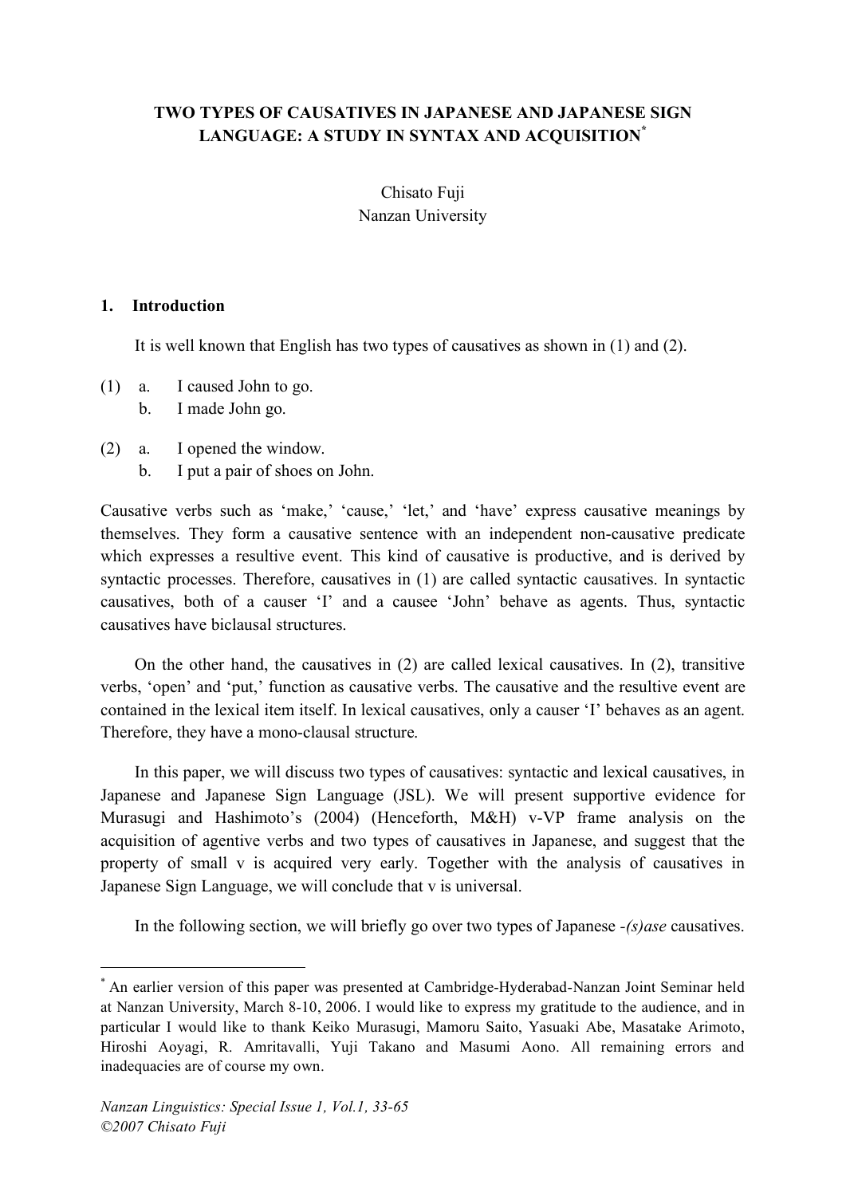# TWO TYPES OF CAUSATIVES IN JAPANESE AND JAPANESE SIGN LANGUAGE: A STUDY IN SYNTAX AND ACQUISITION[*]

Chisato Fuji
Nanzan University

## 1. Introduction

It is well known that English has two types of causatives as shown in (1) and (2).

(1) a. I caused John to go.
 b. I made John go.

(2) a. I opened the window.
 b. I put a pair of shoes on John.

Causative verbs such as 'make,' 'cause,' 'let,' and 'have' express causative meanings by themselves. They form a causative sentence with an independent non-causative predicate which expresses a resultive event. This kind of causative is productive, and is derived by syntactic processes. Therefore, causatives in (1) are called syntactic causatives. In syntactic causatives, both of a causer 'I' and a causee 'John' behave as agents. Thus, syntactic causatives have biclausal structures.

On the other hand, the causatives in (2) are called lexical causatives. In (2), transitive verbs, 'open' and 'put,' function as causative verbs. The causative and the resultive event are contained in the lexical item itself. In lexical causatives, only a causer 'I' behaves as an agent. Therefore, they have a mono-clausal structure.

In this paper, we will discuss two types of causatives: syntactic and lexical causatives, in Japanese and Japanese Sign Language (JSL). We will present supportive evidence for Murasugi and Hashimoto's (2004) (Henceforth, M&H) v-VP frame analysis on the acquisition of agentive verbs and two types of causatives in Japanese, and suggest that the property of small v is acquired very early. Together with the analysis of causatives in Japanese Sign Language, we will conclude that v is universal.

In the following section, we will briefly go over two types of Japanese *-(s)ase* causatives.

---

[*] An earlier version of this paper was presented at Cambridge-Hyderabad-Nanzan Joint Seminar held at Nanzan University, March 8-10, 2006. I would like to express my gratitude to the audience, and in particular I would like to thank Keiko Murasugi, Mamoru Saito, Yasuaki Abe, Masatake Arimoto, Hiroshi Aoyagi, R. Amritavalli, Yuji Takano and Masumi Aono. All remaining errors and inadequacies are of course my own.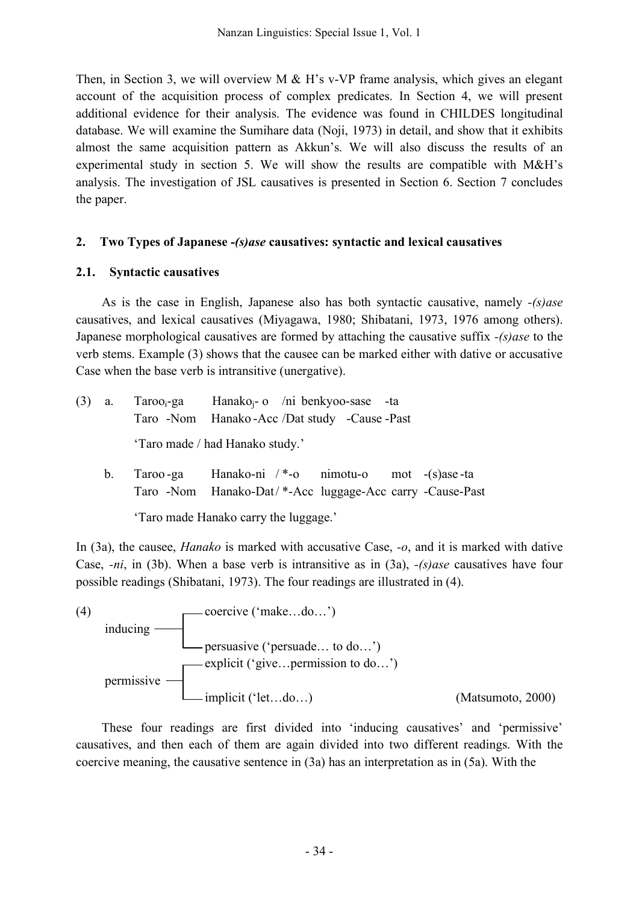Then, in Section 3, we will overview M & H's v-VP frame analysis, which gives an elegant account of the acquisition process of complex predicates. In Section 4, we will present additional evidence for their analysis. The evidence was found in CHILDES longitudinal database. We will examine the Sumihare data (Noji, 1973) in detail, and show that it exhibits almost the same acquisition pattern as Akkun's. We will also discuss the results of an experimental study in section 5. We will show the results are compatible with M&H's analysis. The investigation of JSL causatives is presented in Section 6. Section 7 concludes the paper.

## 2. Two Types of Japanese *-(s)ase* causatives: syntactic and lexical causatives

### 2.1. Syntactic causatives

As is the case in English, Japanese also has both syntactic causative, namely *-(s)ase* causatives, and lexical causatives (Miyagawa, 1980; Shibatani, 1973, 1976 among others). Japanese morphological causatives are formed by attaching the causative suffix *-(s)ase* to the verb stems. Example (3) shows that the causee can be marked either with dative or accusative Case when the base verb is intransitive (unergative).

(3) a. Taroo$_i$-ga Hanako$_j$- o /ni benkyoo-sase -ta
Taro -Nom Hanako -Acc /Dat study -Cause -Past

'Taro made / had Hanako study.'

b. Taroo -ga Hanako-ni / *-o nimotu-o mot -(s)ase -ta
Taro -Nom Hanako-Dat / *-Acc luggage-Acc carry -Cause-Past

'Taro made Hanako carry the luggage.'

In (3a), the causee, *Hanako* is marked with accusative Case, *-o*, and it is marked with dative Case, *-ni*, in (3b). When a base verb is intransitive as in (3a), *-(s)ase* causatives have four possible readings (Shibatani, 1973). The four readings are illustrated in (4).

(4)
- inducing
  - coercive ('make…do…')
  - persuasive ('persuade… to do…')
- permissive
  - explicit ('give…permission to do…')
  - implicit ('let…do…') (Matsumoto, 2000)

These four readings are first divided into 'inducing causatives' and 'permissive' causatives, and then each of them are again divided into two different readings. With the coercive meaning, the causative sentence in (3a) has an interpretation as in (5a). With the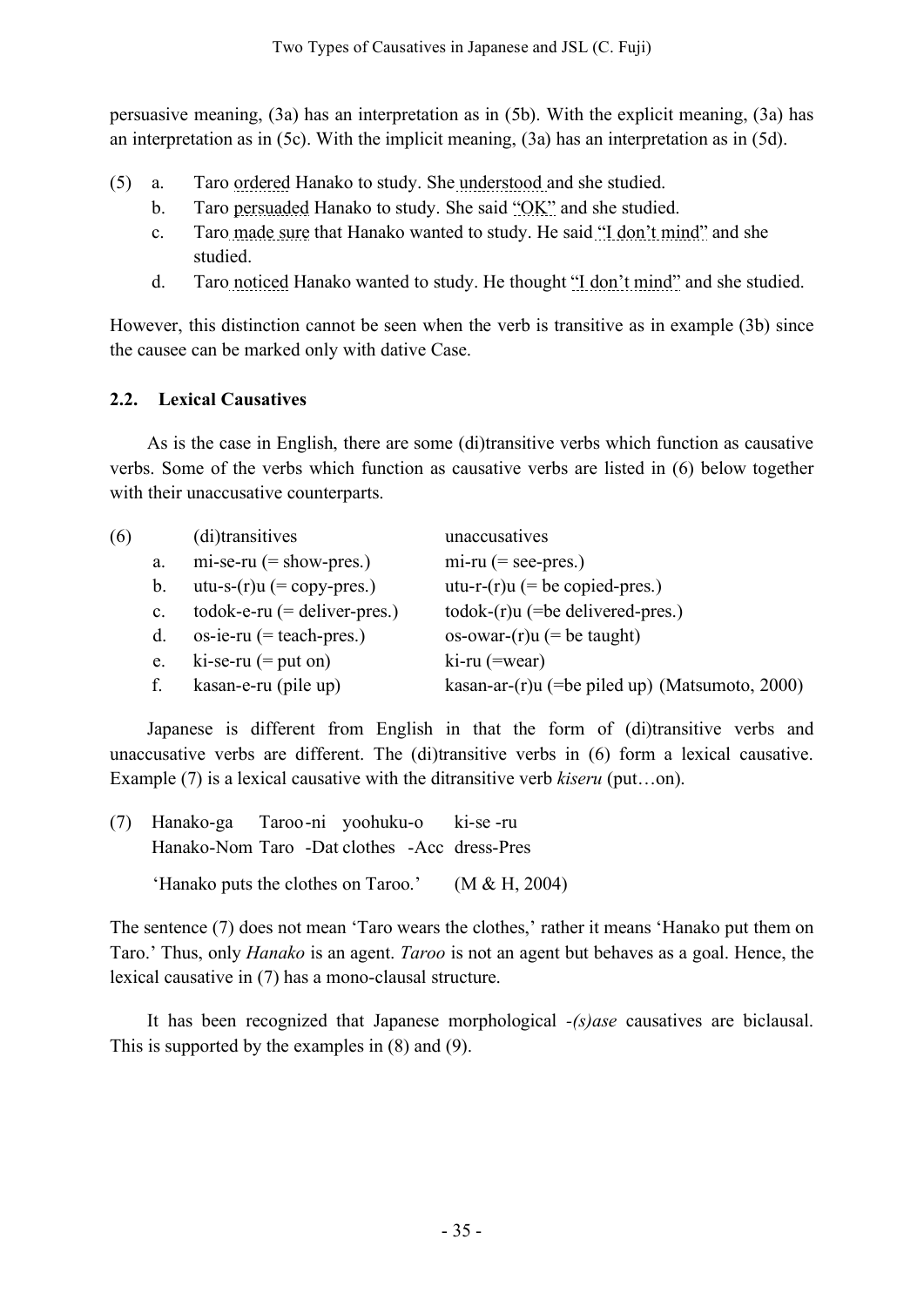persuasive meaning, (3a) has an interpretation as in (5b). With the explicit meaning, (3a) has an interpretation as in (5c). With the implicit meaning, (3a) has an interpretation as in (5d).

(5) a. Taro ordered Hanako to study. She understood and she studied.
    b. Taro persuaded Hanako to study. She said "OK" and she studied.
    c. Taro made sure that Hanako wanted to study. He said "I don't mind" and she studied.
    d. Taro noticed Hanako wanted to study. He thought "I don't mind" and she studied.

However, this distinction cannot be seen when the verb is transitive as in example (3b) since the causee can be marked only with dative Case.

### 2.2. Lexical Causatives

As is the case in English, there are some (di)transitive verbs which function as causative verbs. Some of the verbs which function as causative verbs are listed in (6) below together with their unaccusative counterparts.

| (6) | (di)transitives | unaccusatives |
|---|---|---|
| a. | mi-se-ru (= show-pres.) | mi-ru (= see-pres.) |
| b. | utu-s-(r)u (= copy-pres.) | utu-r-(r)u (= be copied-pres.) |
| c. | todok-e-ru (= deliver-pres.) | todok-(r)u (=be delivered-pres.) |
| d. | os-ie-ru (= teach-pres.) | os-owar-(r)u (= be taught) |
| e. | ki-se-ru (= put on) | ki-ru (=wear) |
| f. | kasan-e-ru (pile up) | kasan-ar-(r)u (=be piled up) (Matsumoto, 2000) |

Japanese is different from English in that the form of (di)transitive verbs and unaccusative verbs are different. The (di)transitive verbs in (6) form a lexical causative. Example (7) is a lexical causative with the ditransitive verb *kiseru* (put…on).

(7) Hanako-ga Taroo-ni yoohuku-o ki-se -ru
    Hanako-Nom Taro -Dat clothes -Acc dress-Pres
    'Hanako puts the clothes on Taroo.' (M & H, 2004)

The sentence (7) does not mean 'Taro wears the clothes,' rather it means 'Hanako put them on Taro.' Thus, only *Hanako* is an agent. *Taroo* is not an agent but behaves as a goal. Hence, the lexical causative in (7) has a mono-clausal structure.

It has been recognized that Japanese morphological *-(s)ase* causatives are biclausal. This is supported by the examples in (8) and (9).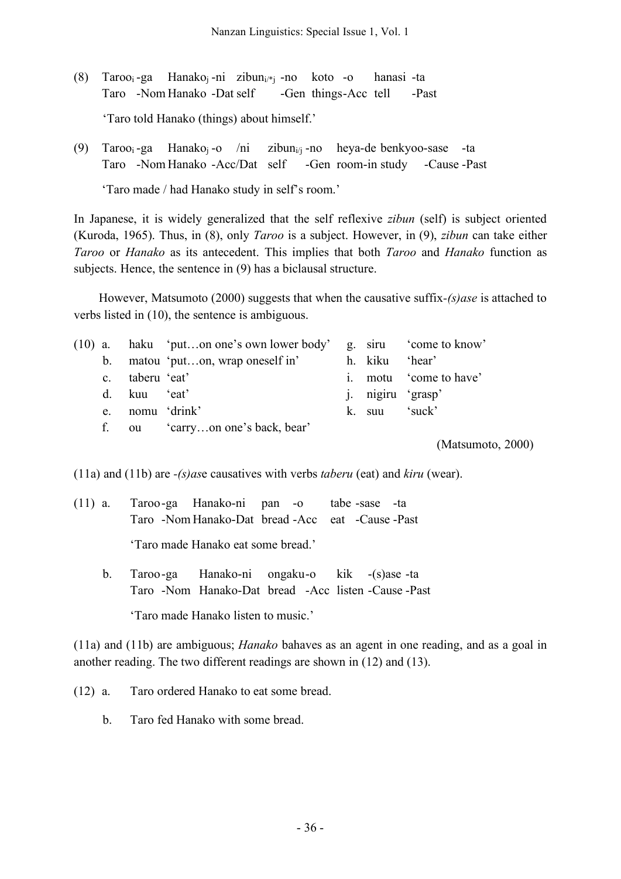(8) Taroo$_i$-ga Hanako$_j$-ni zibun$_{i/*j}$-no koto-o hanasi-ta
Taro -Nom Hanako -Dat self -Gen things-Acc tell -Past

'Taro told Hanako (things) about himself.'

(9) Taroo$_i$-ga Hanako$_j$-o /ni zibun$_{i/j}$-no heya-de benkyoo-sase -ta
Taro -Nom Hanako -Acc/Dat self -Gen room-in study -Cause -Past

'Taro made / had Hanako study in self's room.'

In Japanese, it is widely generalized that the self reflexive *zibun* (self) is subject oriented (Kuroda, 1965). Thus, in (8), only *Taroo* is a subject. However, in (9), *zibun* can take either *Taroo* or *Hanako* as its antecedent. This implies that both *Taroo* and *Hanako* function as subjects. Hence, the sentence in (9) has a biclausal structure.

However, Matsumoto (2000) suggests that when the causative suffix-*(s)ase* is attached to verbs listed in (10), the sentence is ambiguous.

(10)
a. haku 'put…on one's own lower body'
b. matou 'put…on, wrap oneself in'
c. taberu 'eat'
d. kuu 'eat'
e. nomu 'drink'
f. ou 'carry…on one's back, bear'
g. siru 'come to know'
h. kiku 'hear'
i. motu 'come to have'
j. nigiru 'grasp'
k. suu 'suck'

(Matsumoto, 2000)

(11a) and (11b) are -*(s)as*e causatives with verbs *taberu* (eat) and *kiru* (wear).

(11) a. Taroo-ga Hanako-ni pan -o tabe -sase -ta
Taro -Nom Hanako-Dat bread -Acc eat -Cause -Past

'Taro made Hanako eat some bread.'

b. Taroo-ga Hanako-ni ongaku-o kik -(s)ase -ta
Taro -Nom Hanako-Dat bread -Acc listen -Cause -Past

'Taro made Hanako listen to music.'

(11a) and (11b) are ambiguous; *Hanako* bahaves as an agent in one reading, and as a goal in another reading. The two different readings are shown in (12) and (13).

(12) a. Taro ordered Hanako to eat some bread.

b. Taro fed Hanako with some bread.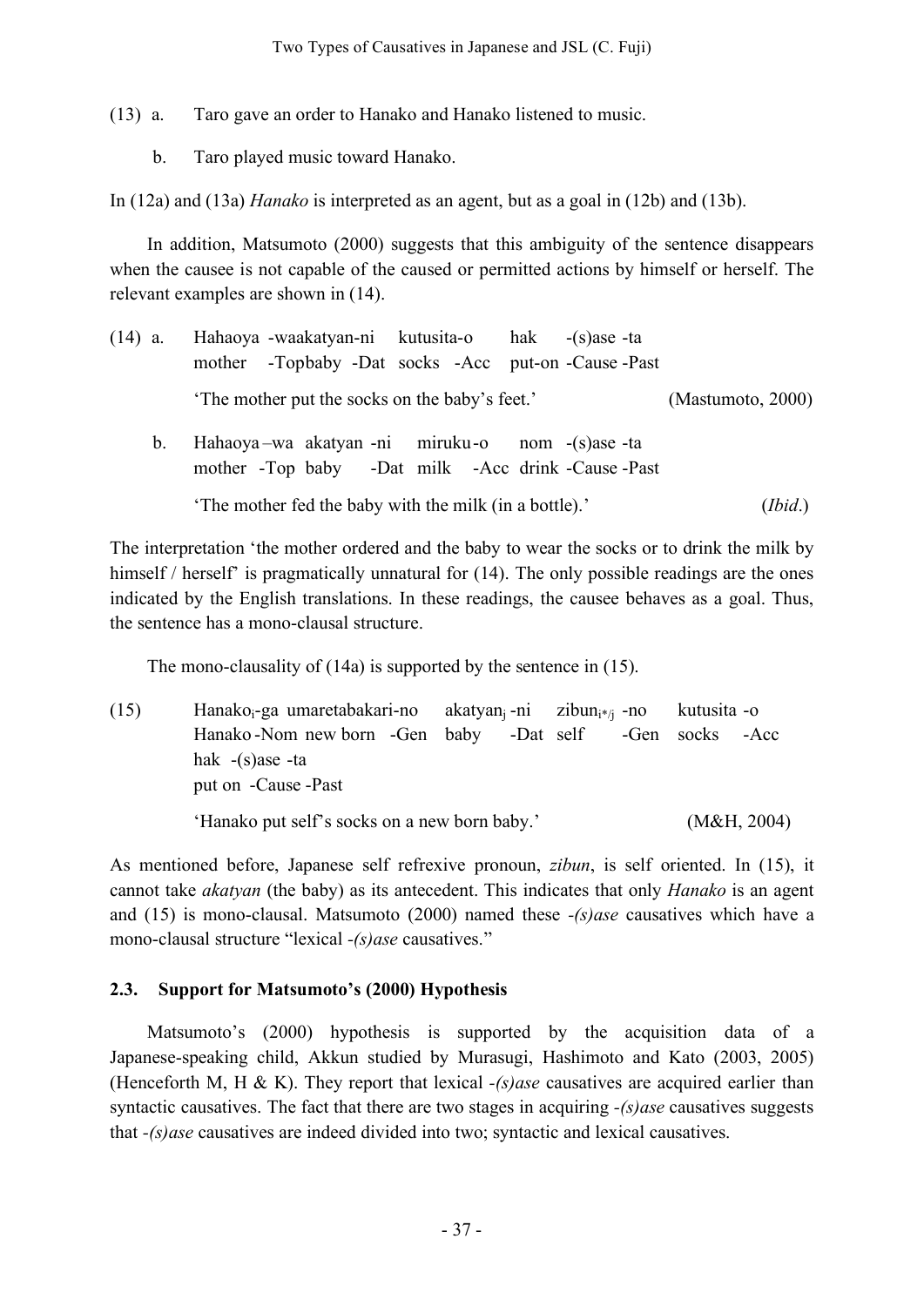(13) a. Taro gave an order to Hanako and Hanako listened to music.

b. Taro played music toward Hanako.

In (12a) and (13a) *Hanako* is interpreted as an agent, but as a goal in (12b) and (13b).

In addition, Matsumoto (2000) suggests that this ambiguity of the sentence disappears when the causee is not capable of the caused or permitted actions by himself or herself. The relevant examples are shown in (14).

(14) a. Hahaoya -waakatyan-ni kutusita-o hak -(s)ase -ta
mother -Topbaby -Dat socks -Acc put-on -Cause -Past

'The mother put the socks on the baby's feet.' (Mastumoto, 2000)

b. Hahaoya –wa akatyan -ni miruku-o nom -(s)ase -ta
mother -Top baby -Dat milk -Acc drink -Cause -Past

'The mother fed the baby with the milk (in a bottle).' (*Ibid*.)

The interpretation 'the mother ordered and the baby to wear the socks or to drink the milk by himself / herself' is pragmatically unnatural for (14). The only possible readings are the ones indicated by the English translations. In these readings, the causee behaves as a goal. Thus, the sentence has a mono-clausal structure.

The mono-clausality of (14a) is supported by the sentence in (15).

(15) Hanako$_i$-ga umaretabakari-no akatyan$_j$ -ni zibun$_{i*/j}$ -no kutusita -o
Hanako -Nom new born -Gen baby -Dat self -Gen socks -Acc
hak -(s)ase -ta
put on -Cause -Past

'Hanako put self's socks on a new born baby.' (M&H, 2004)

As mentioned before, Japanese self refrexive pronoun, *zibun*, is self oriented. In (15), it cannot take *akatyan* (the baby) as its antecedent. This indicates that only *Hanako* is an agent and (15) is mono-clausal. Matsumoto (2000) named these *-(s)ase* causatives which have a mono-clausal structure "lexical *-(s)ase* causatives."

### 2.3. Support for Matsumoto's (2000) Hypothesis

Matsumoto's (2000) hypothesis is supported by the acquisition data of a Japanese-speaking child, Akkun studied by Murasugi, Hashimoto and Kato (2003, 2005) (Henceforth M, H & K). They report that lexical *-(s)ase* causatives are acquired earlier than syntactic causatives. The fact that there are two stages in acquiring *-(s)ase* causatives suggests that *-(s)ase* causatives are indeed divided into two; syntactic and lexical causatives.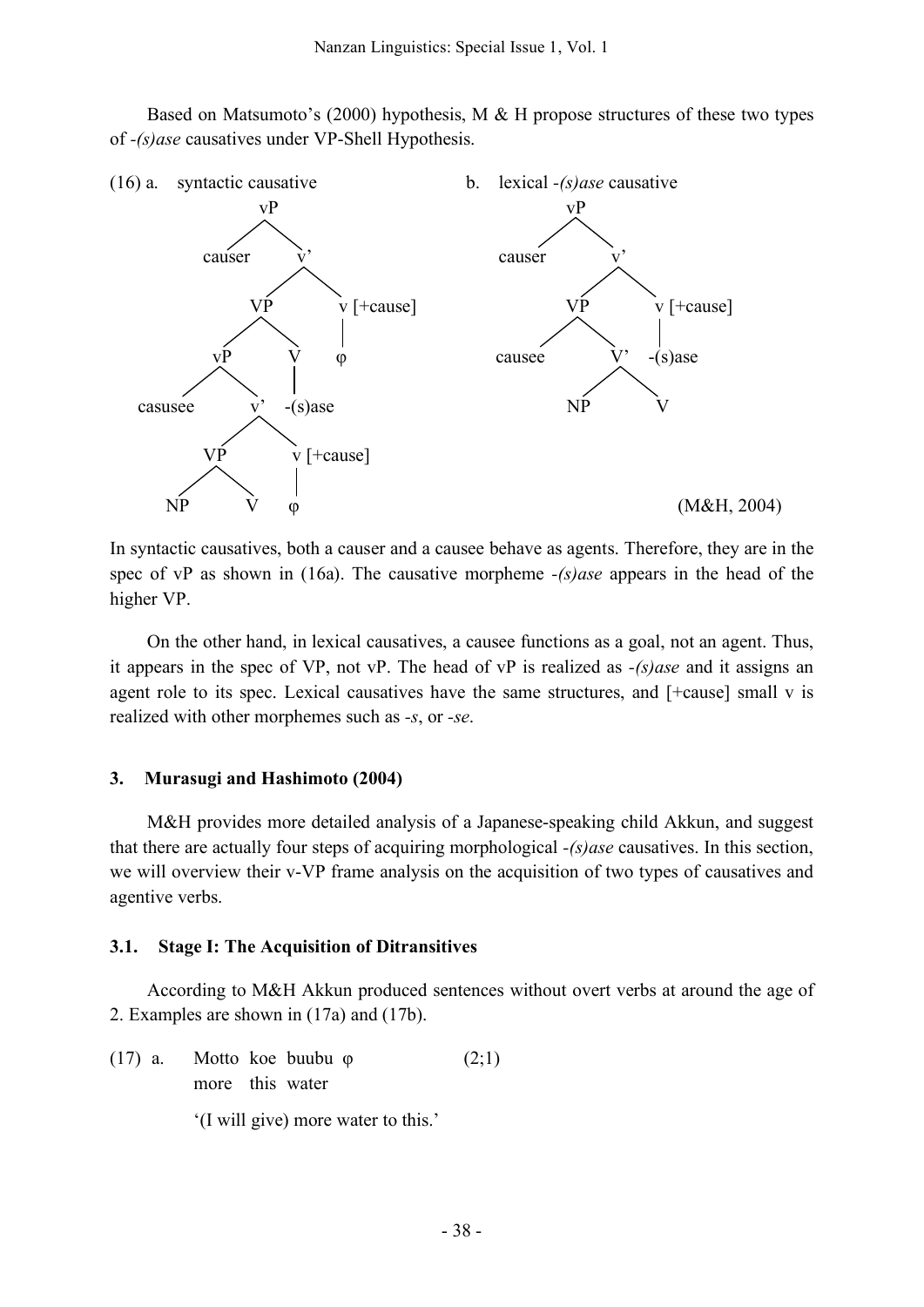Based on Matsumoto's (2000) hypothesis, M & H propose structures of these two types of *-(s)ase* causatives under VP-Shell Hypothesis.

(16) a. syntactic causative

```
                vP
              /    \
        causer      v'
                  /    \
                VP      v [+cause]
              /    \    |
            vP      V   φ
          /    \    |
    casusee     v'  -(s)ase
              /    \
            VP      v [+cause]
          /    \    |
        NP      V   φ
```

b. lexical *-(s)ase* causative

```
            vP
          /    \
    causer      v'
              /    \
            VP      v [+cause]
          /    \    |
    causee      V'  -(s)ase
              /    \
            NP      V
```

(M&H, 2004)

In syntactic causatives, both a causer and a causee behave as agents. Therefore, they are in the spec of vP as shown in (16a). The causative morpheme *-(s)ase* appears in the head of the higher VP.

On the other hand, in lexical causatives, a causee functions as a goal, not an agent. Thus, it appears in the spec of VP, not vP. The head of vP is realized as *-(s)ase* and it assigns an agent role to its spec. Lexical causatives have the same structures, and [+cause] small v is realized with other morphemes such as *-s*, or *-se*.

## 3. Murasugi and Hashimoto (2004)

M&H provides more detailed analysis of a Japanese-speaking child Akkun, and suggest that there are actually four steps of acquiring morphological *-(s)ase* causatives. In this section, we will overview their v-VP frame analysis on the acquisition of two types of causatives and agentive verbs.

### 3.1. Stage I: The Acquisition of Ditransitives

According to M&H Akkun produced sentences without overt verbs at around the age of 2. Examples are shown in (17a) and (17b).

(17) a. Motto koe buubu φ (2;1)
more this water

'(I will give) more water to this.'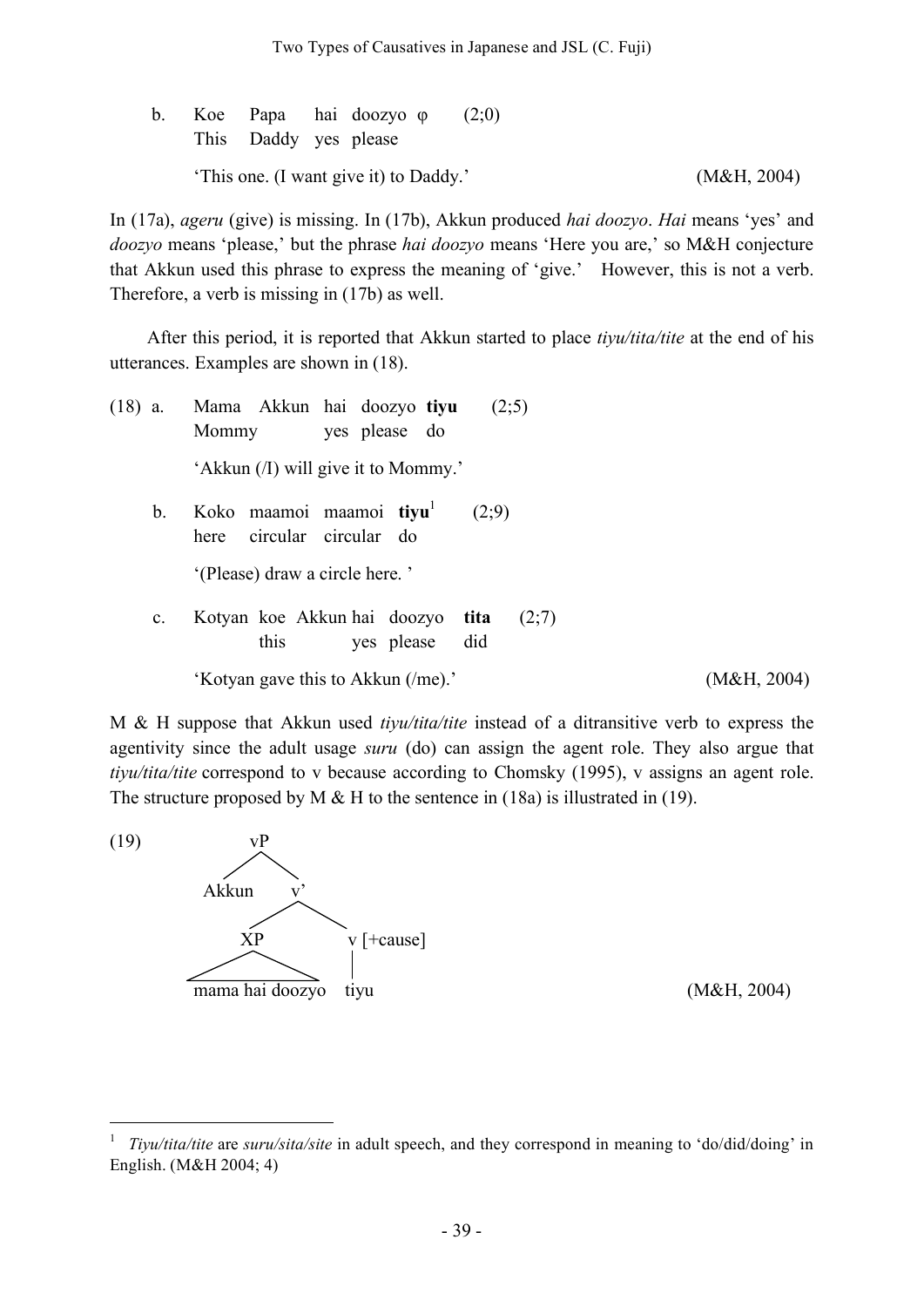b. Koe Papa hai doozyo φ (2;0)
   This Daddy yes please

   'This one. (I want give it) to Daddy.' (M&H, 2004)

In (17a), *ageru* (give) is missing. In (17b), Akkun produced *hai doozyo*. *Hai* means 'yes' and *doozyo* means 'please,' but the phrase *hai doozyo* means 'Here you are,' so M&H conjecture that Akkun used this phrase to express the meaning of 'give.' However, this is not a verb. Therefore, a verb is missing in (17b) as well.

After this period, it is reported that Akkun started to place *tiyu/tita/tite* at the end of his utterances. Examples are shown in (18).

(18) a. Mama Akkun hai doozyo **tiyu** (2;5)
   Mommy yes please do

   'Akkun (/I) will give it to Mommy.'

b. Koko maamoi maamoi **tiyu**[1] (2;9)
   here circular circular do

   '(Please) draw a circle here. '

c. Kotyan koe Akkun hai doozyo **tita** (2;7)
   this yes please did

   'Kotyan gave this to Akkun (/me).' (M&H, 2004)

M & H suppose that Akkun used *tiyu/tita/tite* instead of a ditransitive verb to express the agentivity since the adult usage *suru* (do) can assign the agent role. They also argue that *tiyu/tita/tite* correspond to v because according to Chomsky (1995), v assigns an agent role. The structure proposed by M & H to the sentence in (18a) is illustrated in (19).

(19)
```
            vP
           /  \
      Akkun    v'
              /  \
            XP    v [+cause]
           /  \    |
  mama hai doozyo  tiyu
```
(M&H, 2004)

[1] *Tiyu/tita/tite* are *suru/sita/site* in adult speech, and they correspond in meaning to 'do/did/doing' in English. (M&H 2004; 4)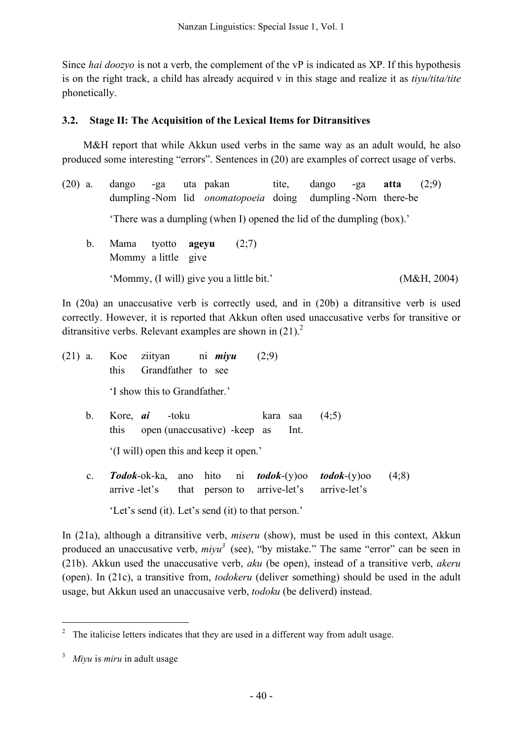Since *hai doozyo* is not a verb, the complement of the vP is indicated as XP. If this hypothesis is on the right track, a child has already acquired v in this stage and realize it as *tiyu/tita/tite* phonetically.

### 3.2. Stage II: The Acquisition of the Lexical Items for Ditransitives

M&H report that while Akkun used verbs in the same way as an adult would, he also produced some interesting "errors". Sentences in (20) are examples of correct usage of verbs.

(20) a. dango -ga uta pakan tite, dango -ga **atta** (2;9)
dumpling -Nom lid *onomatopoeia* doing dumpling -Nom there-be

'There was a dumpling (when I) opened the lid of the dumpling (box).'

b. Mama tyotto **ageyu** (2;7)
Mommy a little give

'Mommy, (I will) give you a little bit.' (M&H, 2004)

In (20a) an unaccusative verb is correctly used, and in (20b) a ditransitive verb is used correctly. However, it is reported that Akkun often used unaccusative verbs for transitive or ditransitive verbs. Relevant examples are shown in (21).[2]

(21) a. Koe ziityan ni ***miyu*** (2;9)
this Grandfather to see

'I show this to Grandfather.'

b. Kore, ***ai*** -toku kara saa (4;5)
this open (unaccusative) -keep as Int.

'(I will) open this and keep it open.'

c. ***Todok***-ok-ka, ano hito ni ***todok***-(y)oo ***todok***-(y)oo (4;8)
arrive -let's that person to arrive-let's arrive-let's

'Let's send (it). Let's send (it) to that person.'

In (21a), although a ditransitive verb, *miseru* (show), must be used in this context, Akkun produced an unaccusative verb, *miyu*[3] (see), "by mistake." The same "error" can be seen in (21b). Akkun used the unaccusative verb, *aku* (be open), instead of a transitive verb, *akeru* (open). In (21c), a transitive from, *todokeru* (deliver something) should be used in the adult usage, but Akkun used an unaccusaive verb, *todoku* (be deliverd) instead.

---

[2] The italicise letters indicates that they are used in a different way from adult usage.

[3] *Miyu* is *miru* in adult usage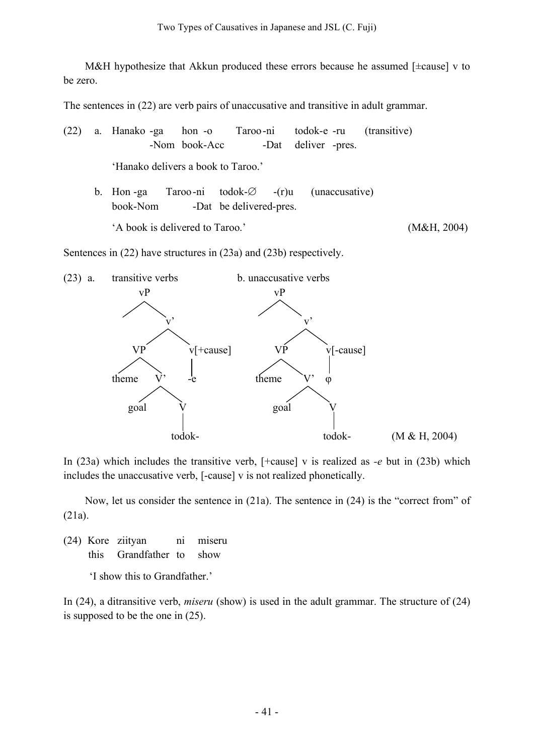M&H hypothesize that Akkun produced these errors because he assumed [±cause] v to be zero.

The sentences in (22) are verb pairs of unaccusative and transitive in adult grammar.

(22) a. Hanako -ga hon -o Taroo-ni todok-e -ru (transitive)
-Nom book-Acc -Dat deliver -pres.

'Hanako delivers a book to Taroo.'

b. Hon -ga Taroo-ni todok-∅ -(r)u (unaccusative)
book-Nom -Dat be delivered-pres.

'A book is delivered to Taroo.' (M&H, 2004)

Sentences in (22) have structures in (23a) and (23b) respectively.

(23) a. transitive verbs

```
            vP
           /  \
              v'
             /  \
           VP    v[+cause]
          /  \       |
      theme   V'     -e
             /  \
          goal   V
                 |
               todok-
```

b. unaccusative verbs

```
            vP
           /  \
              v'
             /  \
           VP    v[-cause]
          /  \       |
      theme   V'     φ
             /  \
          goal   V
                 |
               todok-
```

(M & H, 2004)

In (23a) which includes the transitive verb, [+cause] v is realized as *-e* but in (23b) which includes the unaccusative verb, [-cause] v is not realized phonetically.

Now, let us consider the sentence in (21a). The sentence in (24) is the "correct from" of (21a).

(24) Kore ziityan ni miseru
this Grandfather to show

'I show this to Grandfather.'

In (24), a ditransitive verb, *miseru* (show) is used in the adult grammar. The structure of (24) is supposed to be the one in (25).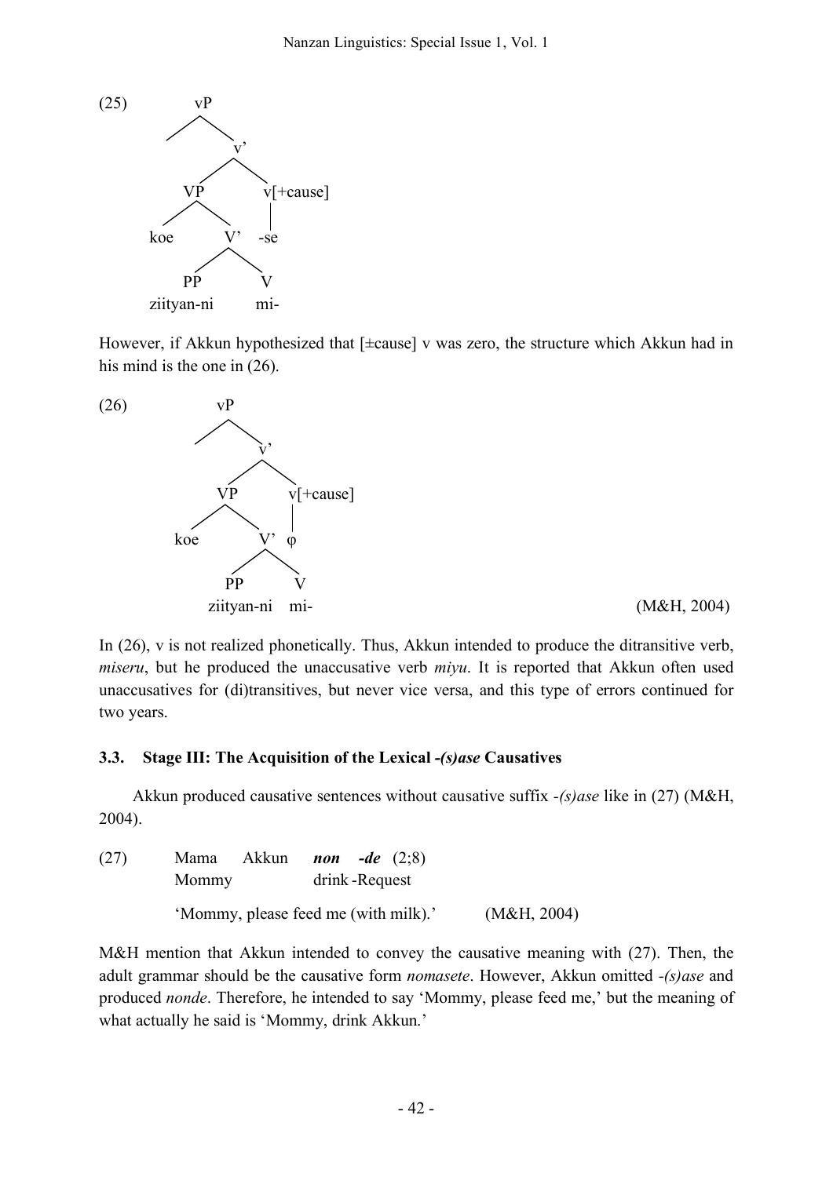(25)

```
            vP
           /  \
               v'
              /  \
            VP    v[+cause]
           /  \      |
        koe    V'   -se
              /  \
            PP    V
       ziityan-ni mi-
```

However, if Akkun hypothesized that [±cause] v was zero, the structure which Akkun had in his mind is the one in (26).

(26)

```
            vP
           /  \
               v'
              /  \
            VP    v[+cause]
           /  \      |
        koe    V'    φ
              /  \
            PP    V
       ziityan-ni mi-
```

(M&H, 2004)

In (26), v is not realized phonetically. Thus, Akkun intended to produce the ditransitive verb, *miseru*, but he produced the unaccusative verb *miyu*. It is reported that Akkun often used unaccusatives for (di)transitives, but never vice versa, and this type of errors continued for two years.

### 3.3. Stage III: The Acquisition of the Lexical *-(s)ase* Causatives

Akkun produced causative sentences without causative suffix *-(s)ase* like in (27) (M&H, 2004).

(27) Mama Akkun ***non -de*** (2;8)
Mommy drink -Request
'Mommy, please feed me (with milk).' (M&H, 2004)

M&H mention that Akkun intended to convey the causative meaning with (27). Then, the adult grammar should be the causative form *nomasete*. However, Akkun omitted *-(s)ase* and produced *nonde*. Therefore, he intended to say 'Mommy, please feed me,' but the meaning of what actually he said is 'Mommy, drink Akkun.'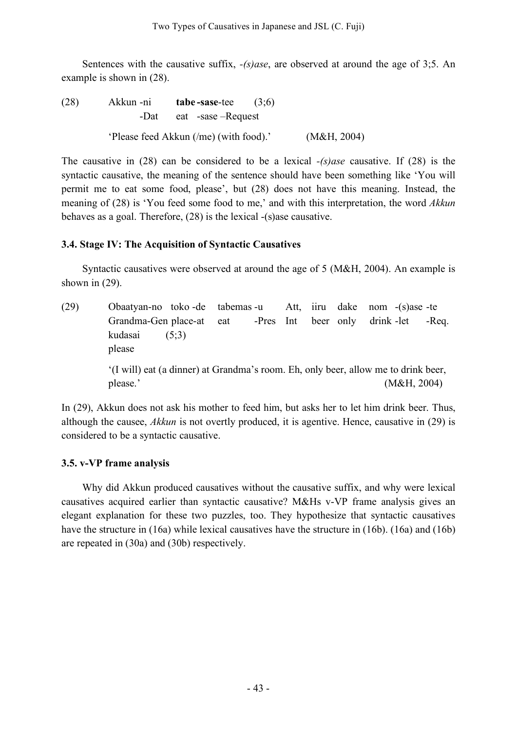Sentences with the causative suffix, *-(s)ase*, are observed at around the age of 3;5. An example is shown in (28).

(28) Akkun -ni **tabe -sase**-tee (3;6)
 -Dat eat -sase –Request
 'Please feed Akkun (/me) (with food).' (M&H, 2004)

The causative in (28) can be considered to be a lexical *-(s)ase* causative. If (28) is the syntactic causative, the meaning of the sentence should have been something like 'You will permit me to eat some food, please', but (28) does not have this meaning. Instead, the meaning of (28) is 'You feed some food to me,' and with this interpretation, the word *Akkun* behaves as a goal. Therefore, (28) is the lexical -(s)ase causative.

### 3.4. Stage IV: The Acquisition of Syntactic Causatives

Syntactic causatives were observed at around the age of 5 (M&H, 2004). An example is shown in (29).

(29) Obaatyan-no toko -de tabemas -u Att, iiru dake nom -(s)ase -te
 Grandma-Gen place-at eat -Pres Int beer only drink -let -Req.
 kudasai (5;3)
 please
 '(I will) eat (a dinner) at Grandma's room. Eh, only beer, allow me to drink beer, please.' (M&H, 2004)

In (29), Akkun does not ask his mother to feed him, but asks her to let him drink beer. Thus, although the causee, *Akkun* is not overtly produced, it is agentive. Hence, causative in (29) is considered to be a syntactic causative.

### 3.5. v-VP frame analysis

Why did Akkun produced causatives without the causative suffix, and why were lexical causatives acquired earlier than syntactic causative? M&Hs v-VP frame analysis gives an elegant explanation for these two puzzles, too. They hypothesize that syntactic causatives have the structure in (16a) while lexical causatives have the structure in (16b). (16a) and (16b) are repeated in (30a) and (30b) respectively.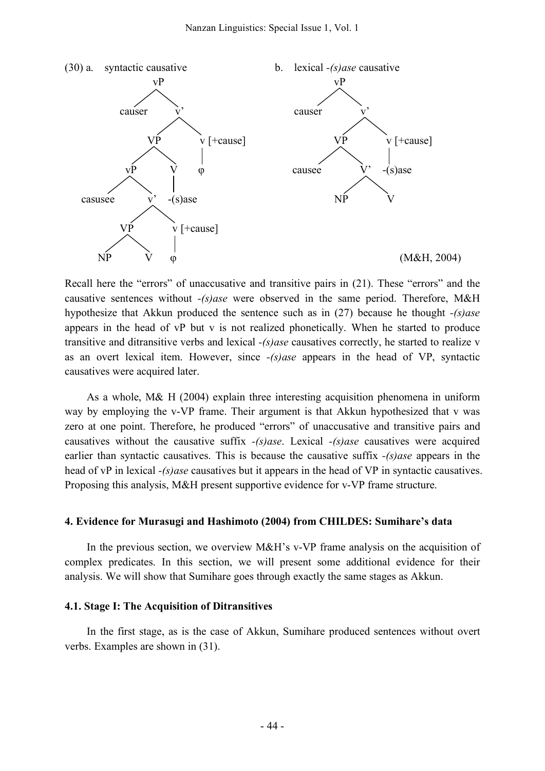(30) a. syntactic causative

```
                vP
              /    \
         causer     v'
                  /     \
                VP       v [+cause]
              /    \       |
            vP      V      φ
          /    \    |
     casusee    v'  -(s)ase
              /    \
            VP      v [+cause]
          /    \     |
        NP      V    φ
```

b. lexical *-(s)ase* causative

```
            vP
          /    \
     causer     v'
              /     \
            VP       v [+cause]
          /    \       |
     causee     V'    -(s)ase
              /    \
            NP      V
```

(M&H, 2004)

Recall here the "errors" of unaccusative and transitive pairs in (21). These "errors" and the causative sentences without *-(s)ase* were observed in the same period. Therefore, M&H hypothesize that Akkun produced the sentence such as in (27) because he thought *-(s)ase* appears in the head of vP but v is not realized phonetically. When he started to produce transitive and ditransitive verbs and lexical *-(s)ase* causatives correctly, he started to realize v as an overt lexical item. However, since *-(s)ase* appears in the head of VP, syntactic causatives were acquired later.

As a whole, M& H (2004) explain three interesting acquisition phenomena in uniform way by employing the v-VP frame. Their argument is that Akkun hypothesized that v was zero at one point. Therefore, he produced "errors" of unaccusative and transitive pairs and causatives without the causative suffix *-(s)ase*. Lexical *-(s)ase* causatives were acquired earlier than syntactic causatives. This is because the causative suffix *-(s)ase* appears in the head of vP in lexical *-(s)ase* causatives but it appears in the head of VP in syntactic causatives. Proposing this analysis, M&H present supportive evidence for v-VP frame structure.

## 4. Evidence for Murasugi and Hashimoto (2004) from CHILDES: Sumihare's data

In the previous section, we overview M&H's v-VP frame analysis on the acquisition of complex predicates. In this section, we will present some additional evidence for their analysis. We will show that Sumihare goes through exactly the same stages as Akkun.

### 4.1. Stage I: The Acquisition of Ditransitives

In the first stage, as is the case of Akkun, Sumihare produced sentences without overt verbs. Examples are shown in (31).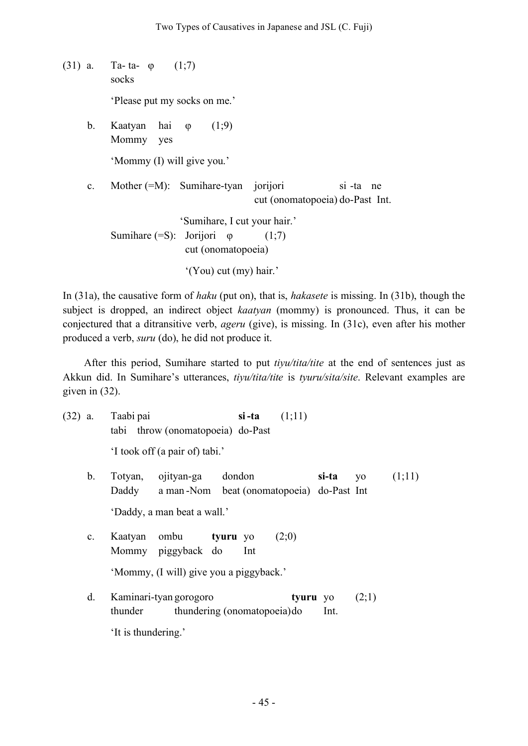(31) a. Ta- ta- φ (1;7)
socks

'Please put my socks on me.'

b. Kaatyan hai φ (1;9)
Mommy yes

'Mommy (I) will give you.'

c. Mother (=M): Sumihare-tyan jorijori si -ta ne
cut (onomatopoeia) do-Past Int.

'Sumihare, I cut your hair.'

Sumihare (=S): Jorijori φ (1;7)
cut (onomatopoeia)

'(You) cut (my) hair.'

In (31a), the causative form of *haku* (put on), that is, *hakasete* is missing. In (31b), though the subject is dropped, an indirect object *kaatyan* (mommy) is pronounced. Thus, it can be conjectured that a ditransitive verb, *ageru* (give), is missing. In (31c), even after his mother produced a verb, *suru* (do), he did not produce it.

After this period, Sumihare started to put *tiyu/tita/tite* at the end of sentences just as Akkun did. In Sumihare's utterances, *tiyu/tita/tite* is *tyuru/sita/site*. Relevant examples are given in (32).

(32) a. Taabi pai **si -ta** (1;11)
tabi throw (onomatopoeia) do-Past

'I took off (a pair of) tabi.'

b. Totyan, ojityan-ga dondon **si-ta** yo (1;11)
Daddy a man -Nom beat (onomatopoeia) do-Past Int

'Daddy, a man beat a wall.'

c. Kaatyan ombu **tyuru** yo (2;0)
Mommy piggyback do Int

'Mommy, (I will) give you a piggyback.'

d. Kaminari-tyan gorogoro **tyuru** yo (2;1)
thunder thundering (onomatopoeia) do Int.

'It is thundering.'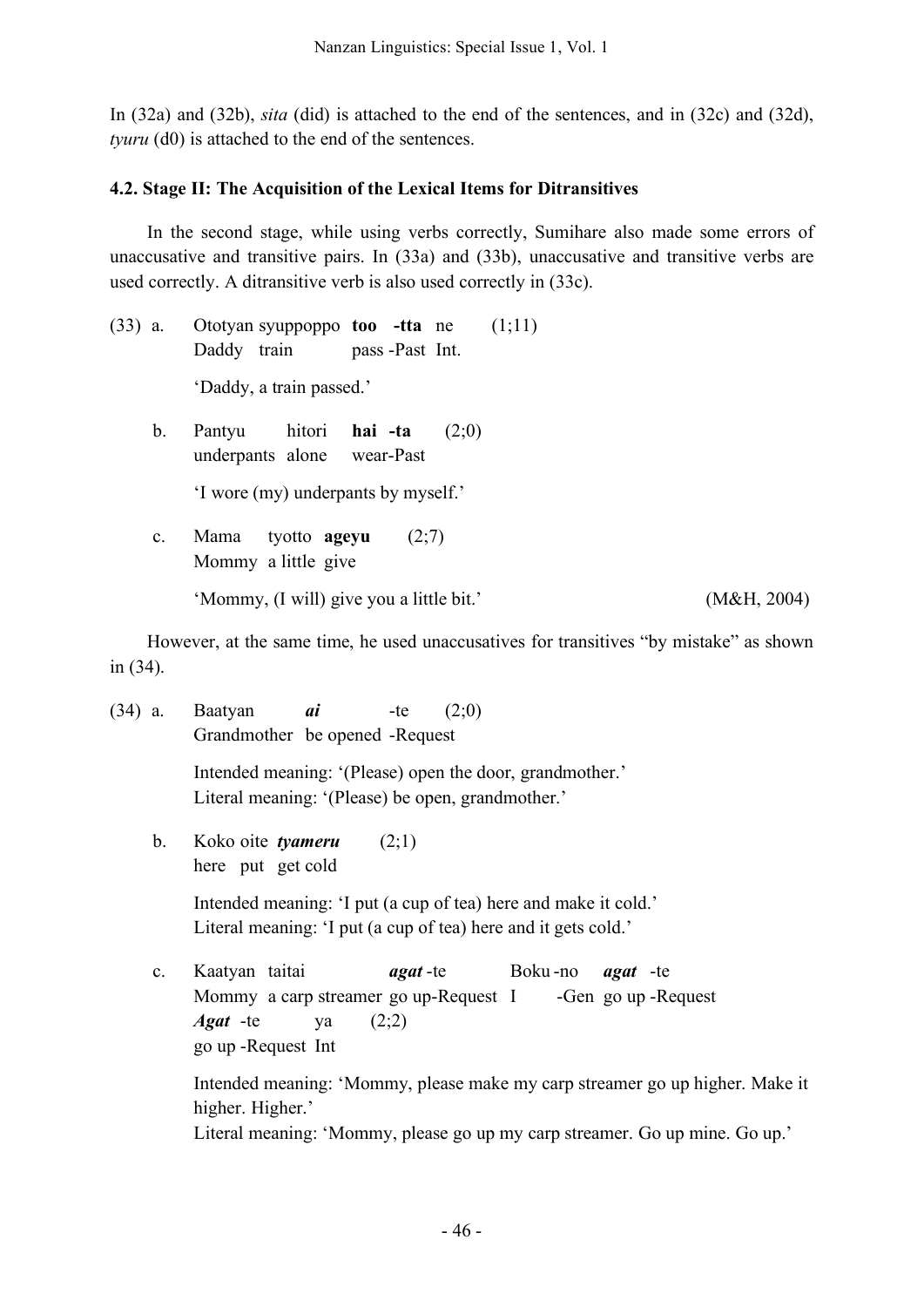In (32a) and (32b), *sita* (did) is attached to the end of the sentences, and in (32c) and (32d), *tyuru* (d0) is attached to the end of the sentences.

### 4.2. Stage II: The Acquisition of the Lexical Items for Ditransitives

In the second stage, while using verbs correctly, Sumihare also made some errors of unaccusative and transitive pairs. In (33a) and (33b), unaccusative and transitive verbs are used correctly. A ditransitive verb is also used correctly in (33c).

(33) a. Ototyan syuppoppo **too -tta** ne (1;11)
Daddy train pass -Past Int.

'Daddy, a train passed.'

b. Pantyu hitori **hai -ta** (2;0)
underpants alone wear-Past

'I wore (my) underpants by myself.'

c. Mama tyotto **ageyu** (2;7)
Mommy a little give

'Mommy, (I will) give you a little bit.' (M&H, 2004)

However, at the same time, he used unaccusatives for transitives "by mistake" as shown in (34).

(34) a. Baatyan ***ai*** -te (2;0)
Grandmother be opened -Request

Intended meaning: '(Please) open the door, grandmother.'
Literal meaning: '(Please) be open, grandmother.'

b. Koko oite ***tyameru*** (2;1)
here put get cold

Intended meaning: 'I put (a cup of tea) here and make it cold.'
Literal meaning: 'I put (a cup of tea) here and it gets cold.'

c. Kaatyan taitai ***agat*** -te Boku -no ***agat*** -te
Mommy a carp streamer go up-Request I -Gen go up -Request
***Agat*** -te ya (2;2)
go up -Request Int

Intended meaning: 'Mommy, please make my carp streamer go up higher. Make it higher. Higher.'
Literal meaning: 'Mommy, please go up my carp streamer. Go up mine. Go up.'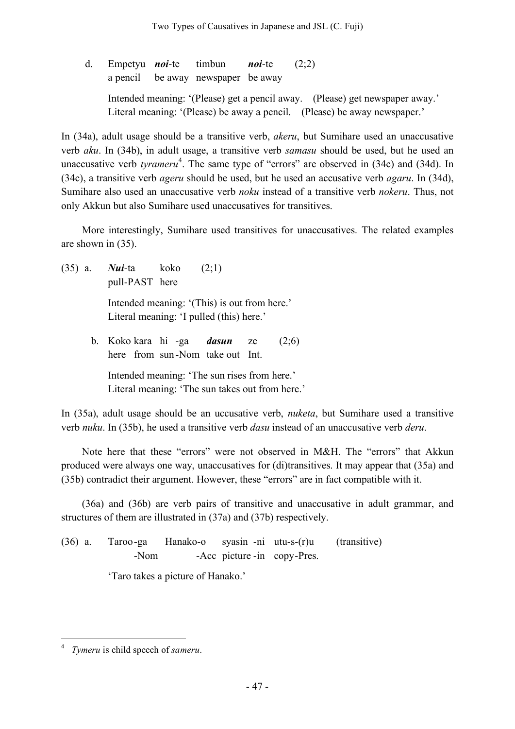d. Empetyu ***noi***-te timbun ***noi***-te (2;2)
   a pencil be away newspaper be away

   Intended meaning: '(Please) get a pencil away. (Please) get newspaper away.'
   Literal meaning: '(Please) be away a pencil. (Please) be away newspaper.'

In (34a), adult usage should be a transitive verb, *akeru*, but Sumihare used an unaccusative verb *aku*. In (34b), in adult usage, a transitive verb *samasu* should be used, but he used an unaccusative verb *tyrameru*[4]. The same type of "errors" are observed in (34c) and (34d). In (34c), a transitive verb *ageru* should be used, but he used an accusative verb *agaru*. In (34d), Sumihare also used an unaccusative verb *noku* instead of a transitive verb *nokeru*. Thus, not only Akkun but also Sumihare used unaccusatives for transitives.

More interestingly, Sumihare used transitives for unaccusatives. The related examples are shown in (35).

(35) a. ***Nui***-ta koko (2;1)
   pull-PAST here

   Intended meaning: '(This) is out from here.'
   Literal meaning: 'I pulled (this) here.'

b. Koko kara hi -ga ***dasun*** ze (2;6)
   here from sun-Nom take out Int.

   Intended meaning: 'The sun rises from here.'
   Literal meaning: 'The sun takes out from here.'

In (35a), adult usage should be an uccusative verb, *nuketa*, but Sumihare used a transitive verb *nuku*. In (35b), he used a transitive verb *dasu* instead of an unaccusative verb *deru*.

Note here that these "errors" were not observed in M&H. The "errors" that Akkun produced were always one way, unaccusatives for (di)transitives. It may appear that (35a) and (35b) contradict their argument. However, these "errors" are in fact compatible with it.

(36a) and (36b) are verb pairs of transitive and unaccusative in adult grammar, and structures of them are illustrated in (37a) and (37b) respectively.

(36) a. Taroo-ga Hanako-o syasin -ni utu-s-(r)u (transitive)
   -Nom -Acc picture -in copy-Pres.

   'Taro takes a picture of Hanako.'

---

[4] *Tymeru* is child speech of *sameru*.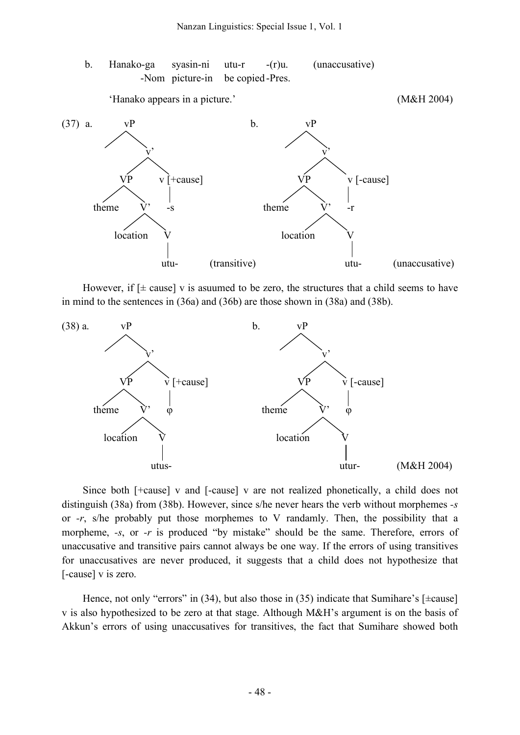b. Hanako-ga syasin-ni utu-r -(r)u. (unaccusative)
   -Nom picture-in be copied -Pres.

   'Hanako appears in a picture.' (M&H 2004)

(37) a.

```
              vP
             /  \
                 v'
                /  \
              VP    v [+cause]
             /  \    |
        theme    V'  -s
                /  \
         location   V
                    |
                   utu-        (transitive)
```

b.

```
              vP
             /  \
                 v'
                /  \
              VP    v [-cause]
             /  \    |
        theme    V'  -r
                /  \
         location   V
                    |
                   utu-        (unaccusative)
```

However, if [± cause] v is asuumed to be zero, the structures that a child seems to have in mind to the sentences in (36a) and (36b) are those shown in (38a) and (38b).

(38) a.

```
              vP
             /  \
                 v'
                /  \
              VP    v [+cause]
             /  \    |
        theme    V'  φ
                /  \
         location   V
                    |
                  utus-
```

b.

```
              vP
             /  \
                 v'
                /  \
              VP    v [-cause]
             /  \    |
        theme    V'  φ
                /  \
         location   V
                    |
                  utur-        (M&H 2004)
```

Since both [+cause] v and [-cause] v are not realized phonetically, a child does not distinguish (38a) from (38b). However, since s/he never hears the verb without morphemes *-s* or *-r*, s/he probably put those morphemes to V randamly. Then, the possibility that a morpheme, *-s*, or *-r* is produced "by mistake" should be the same. Therefore, errors of unaccusative and transitive pairs cannot always be one way. If the errors of using transitives for unaccusatives are never produced, it suggests that a child does not hypothesize that [-cause] v is zero.

Hence, not only "errors" in (34), but also those in (35) indicate that Sumihare's [±cause] v is also hypothesized to be zero at that stage. Although M&H's argument is on the basis of Akkun's errors of using unaccusatives for transitives, the fact that Sumihare showed both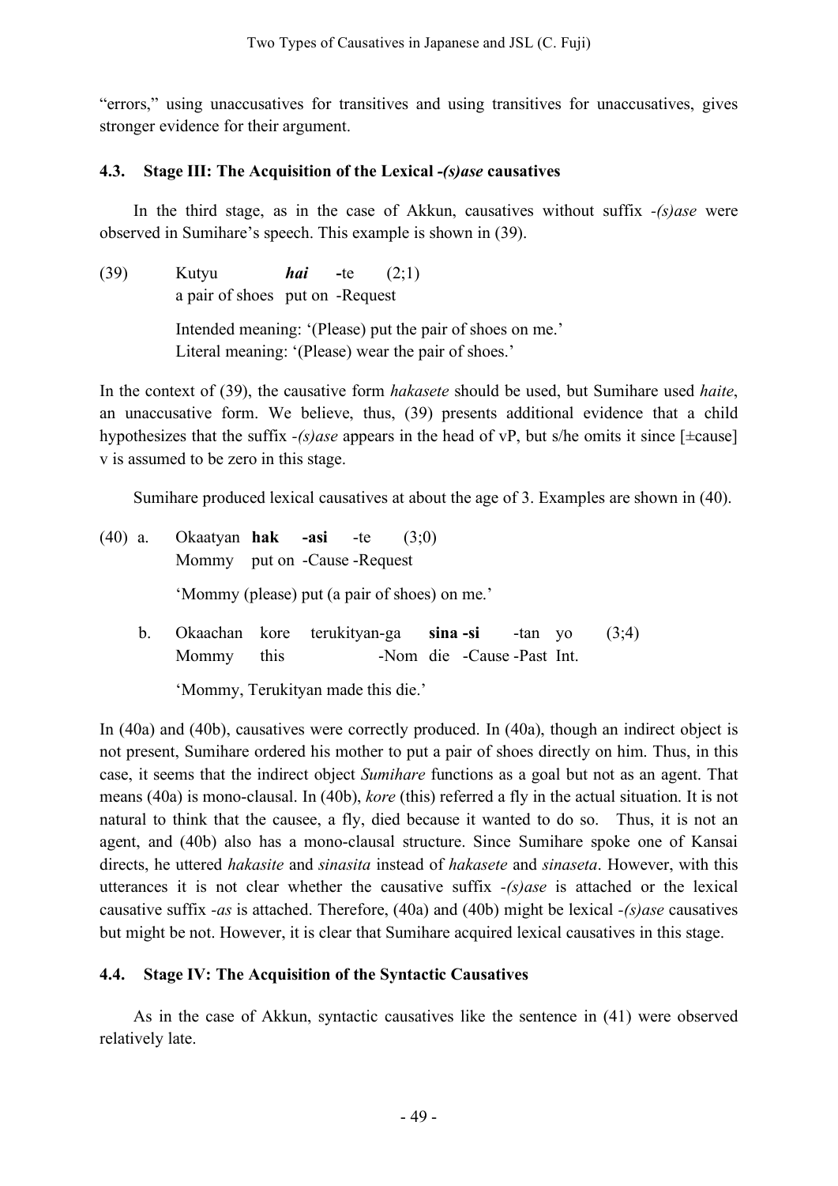"errors," using unaccusatives for transitives and using transitives for unaccusatives, gives stronger evidence for their argument.

### 4.3. Stage III: The Acquisition of the Lexical *-(s)ase* causatives

In the third stage, as in the case of Akkun, causatives without suffix *-(s)ase* were observed in Sumihare's speech. This example is shown in (39).

(39) Kutyu ***hai*** **-**te (2;1)
a pair of shoes put on -Request

Intended meaning: '(Please) put the pair of shoes on me.'
Literal meaning: '(Please) wear the pair of shoes.'

In the context of (39), the causative form *hakasete* should be used, but Sumihare used *haite*, an unaccusative form. We believe, thus, (39) presents additional evidence that a child hypothesizes that the suffix *-(s)ase* appears in the head of vP, but s/he omits it since [±cause] v is assumed to be zero in this stage.

Sumihare produced lexical causatives at about the age of 3. Examples are shown in (40).

(40) a. Okaatyan **hak** **-asi** -te (3;0)
Mommy put on -Cause -Request

'Mommy (please) put (a pair of shoes) on me.'

b. Okaachan kore terukityan-ga **sina -si** -tan yo (3;4)
Mommy this -Nom die -Cause -Past Int.

'Mommy, Terukityan made this die.'

In (40a) and (40b), causatives were correctly produced. In (40a), though an indirect object is not present, Sumihare ordered his mother to put a pair of shoes directly on him. Thus, in this case, it seems that the indirect object *Sumihare* functions as a goal but not as an agent. That means (40a) is mono-clausal. In (40b), *kore* (this) referred a fly in the actual situation. It is not natural to think that the causee, a fly, died because it wanted to do so. Thus, it is not an agent, and (40b) also has a mono-clausal structure. Since Sumihare spoke one of Kansai directs, he uttered *hakasite* and *sinasita* instead of *hakasete* and *sinaseta*. However, with this utterances it is not clear whether the causative suffix *-(s)ase* is attached or the lexical causative suffix *-as* is attached. Therefore, (40a) and (40b) might be lexical *-(s)ase* causatives but might be not. However, it is clear that Sumihare acquired lexical causatives in this stage.

### 4.4. Stage IV: The Acquisition of the Syntactic Causatives

As in the case of Akkun, syntactic causatives like the sentence in (41) were observed relatively late.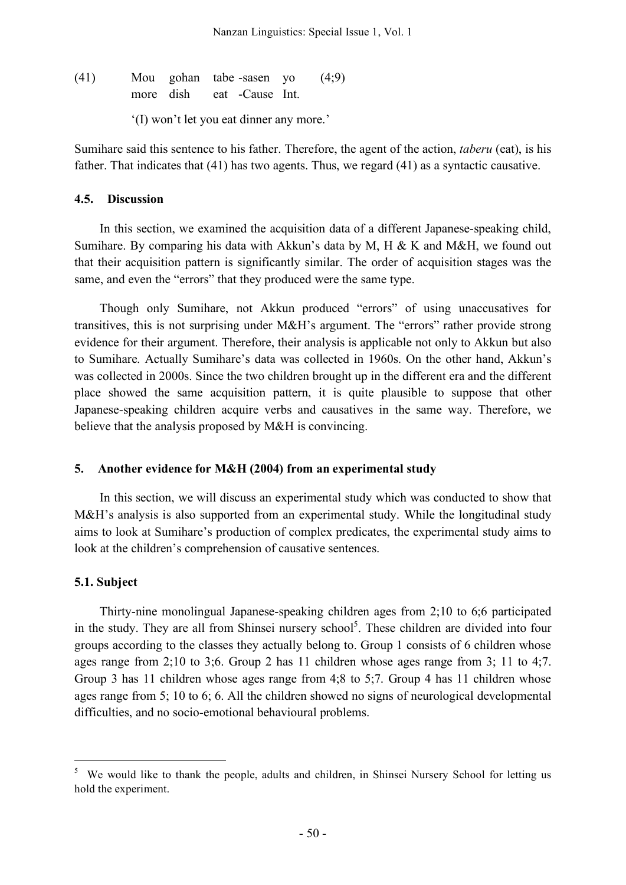(41) Mou gohan tabe -sasen yo (4;9)
more dish eat -Cause Int.

'(I) won't let you eat dinner any more.'

Sumihare said this sentence to his father. Therefore, the agent of the action, *taberu* (eat), is his father. That indicates that (41) has two agents. Thus, we regard (41) as a syntactic causative.

### 4.5. Discussion

In this section, we examined the acquisition data of a different Japanese-speaking child, Sumihare. By comparing his data with Akkun's data by M, H & K and M&H, we found out that their acquisition pattern is significantly similar. The order of acquisition stages was the same, and even the "errors" that they produced were the same type.

Though only Sumihare, not Akkun produced "errors" of using unaccusatives for transitives, this is not surprising under M&H's argument. The "errors" rather provide strong evidence for their argument. Therefore, their analysis is applicable not only to Akkun but also to Sumihare. Actually Sumihare's data was collected in 1960s. On the other hand, Akkun's was collected in 2000s. Since the two children brought up in the different era and the different place showed the same acquisition pattern, it is quite plausible to suppose that other Japanese-speaking children acquire verbs and causatives in the same way. Therefore, we believe that the analysis proposed by M&H is convincing.

## 5. Another evidence for M&H (2004) from an experimental study

In this section, we will discuss an experimental study which was conducted to show that M&H's analysis is also supported from an experimental study. While the longitudinal study aims to look at Sumihare's production of complex predicates, the experimental study aims to look at the children's comprehension of causative sentences.

### 5.1. Subject

Thirty-nine monolingual Japanese-speaking children ages from 2;10 to 6;6 participated in the study. They are all from Shinsei nursery school[5]. These children are divided into four groups according to the classes they actually belong to. Group 1 consists of 6 children whose ages range from 2;10 to 3;6. Group 2 has 11 children whose ages range from 3; 11 to 4;7. Group 3 has 11 children whose ages range from 4;8 to 5;7. Group 4 has 11 children whose ages range from 5; 10 to 6; 6. All the children showed no signs of neurological developmental difficulties, and no socio-emotional behavioural problems.

---

[5] We would like to thank the people, adults and children, in Shinsei Nursery School for letting us hold the experiment.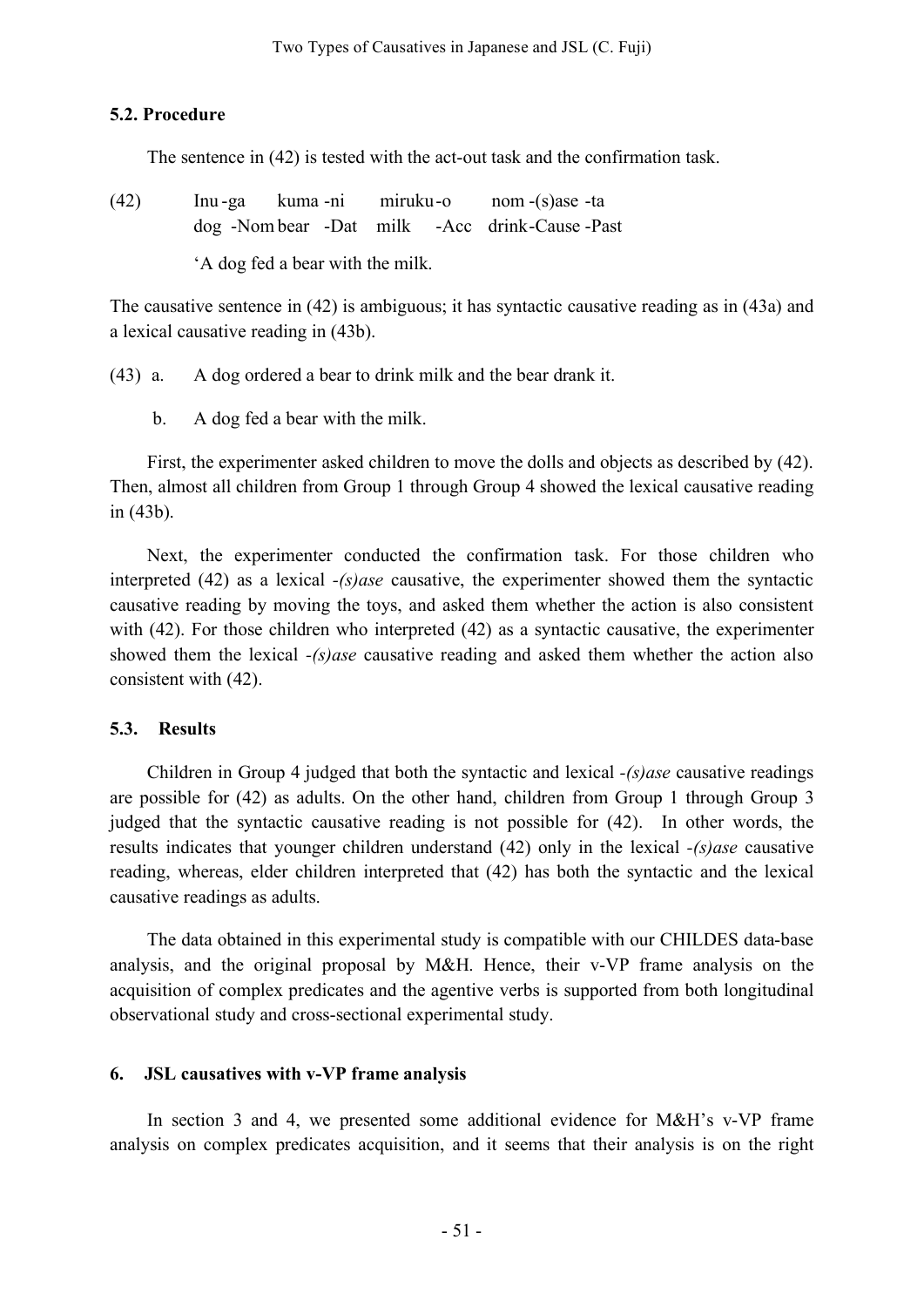### 5.2. Procedure

The sentence in (42) is tested with the act-out task and the confirmation task.

(42) Inu-ga kuma-ni miruku-o nom-(s)ase-ta
dog -Nom bear -Dat milk -Acc drink-Cause-Past

'A dog fed a bear with the milk.

The causative sentence in (42) is ambiguous; it has syntactic causative reading as in (43a) and a lexical causative reading in (43b).

(43) a. A dog ordered a bear to drink milk and the bear drank it.

b. A dog fed a bear with the milk.

First, the experimenter asked children to move the dolls and objects as described by (42). Then, almost all children from Group 1 through Group 4 showed the lexical causative reading in (43b).

Next, the experimenter conducted the confirmation task. For those children who interpreted (42) as a lexical *-(s)ase* causative, the experimenter showed them the syntactic causative reading by moving the toys, and asked them whether the action is also consistent with (42). For those children who interpreted (42) as a syntactic causative, the experimenter showed them the lexical *-(s)ase* causative reading and asked them whether the action also consistent with (42).

### 5.3. Results

Children in Group 4 judged that both the syntactic and lexical *-(s)ase* causative readings are possible for (42) as adults. On the other hand, children from Group 1 through Group 3 judged that the syntactic causative reading is not possible for (42). In other words, the results indicates that younger children understand (42) only in the lexical *-(s)ase* causative reading, whereas, elder children interpreted that (42) has both the syntactic and the lexical causative readings as adults.

The data obtained in this experimental study is compatible with our CHILDES data-base analysis, and the original proposal by M&H. Hence, their v-VP frame analysis on the acquisition of complex predicates and the agentive verbs is supported from both longitudinal observational study and cross-sectional experimental study.

## 6. JSL causatives with v-VP frame analysis

In section 3 and 4, we presented some additional evidence for M&H's v-VP frame analysis on complex predicates acquisition, and it seems that their analysis is on the right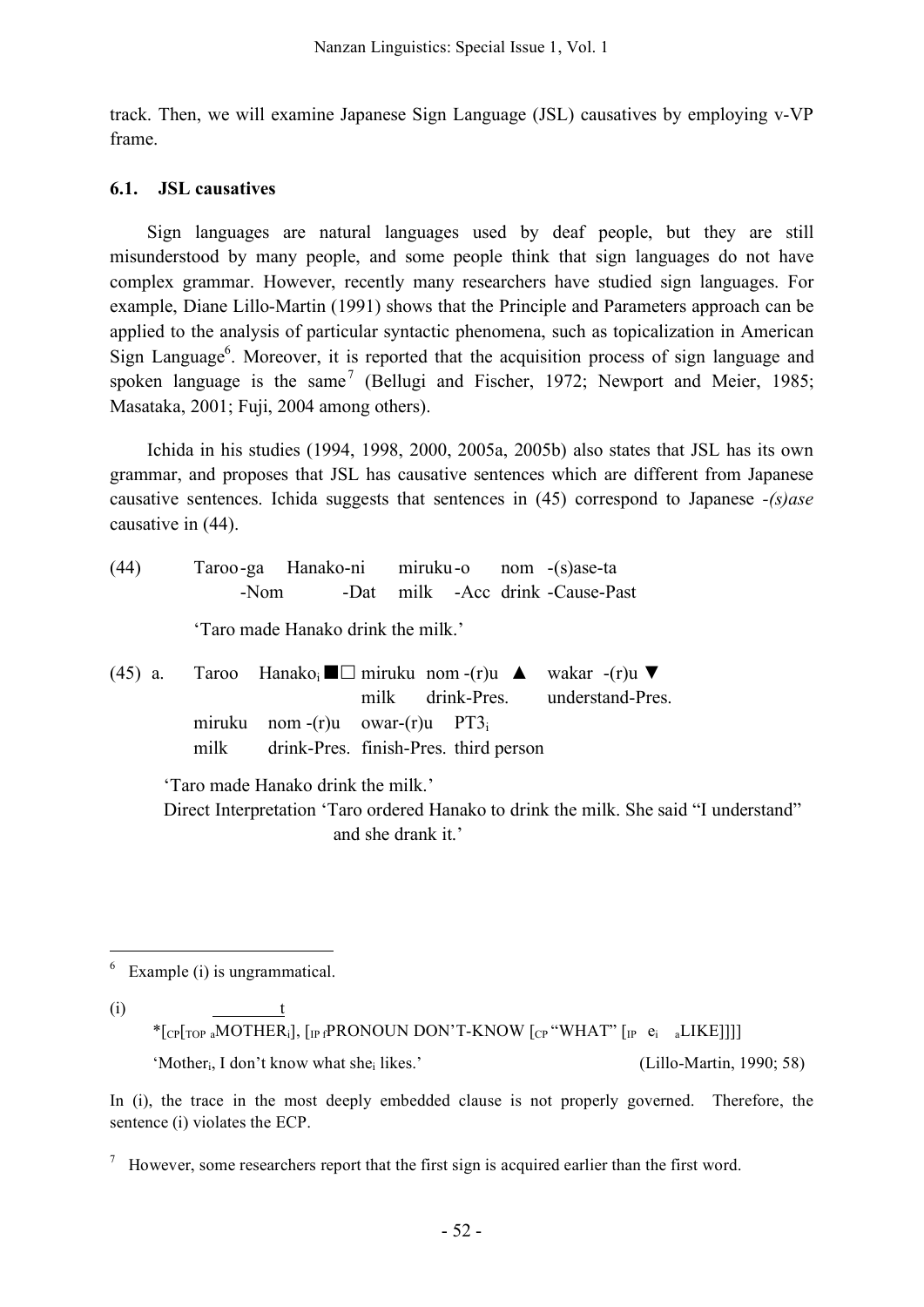track. Then, we will examine Japanese Sign Language (JSL) causatives by employing v-VP frame.

### 6.1. JSL causatives

Sign languages are natural languages used by deaf people, but they are still misunderstood by many people, and some people think that sign languages do not have complex grammar. However, recently many researchers have studied sign languages. For example, Diane Lillo-Martin (1991) shows that the Principle and Parameters approach can be applied to the analysis of particular syntactic phenomena, such as topicalization in American Sign Language[6]. Moreover, it is reported that the acquisition process of sign language and spoken language is the same[7] (Bellugi and Fischer, 1972; Newport and Meier, 1985; Masataka, 2001; Fuji, 2004 among others).

Ichida in his studies (1994, 1998, 2000, 2005a, 2005b) also states that JSL has its own grammar, and proposes that JSL has causative sentences which are different from Japanese causative sentences. Ichida suggests that sentences in (45) correspond to Japanese *-(s)ase* causative in (44).

(44) Taroo-ga Hanako-ni miruku-o nom -(s)ase-ta
 -Nom -Dat milk -Acc drink -Cause-Past

 'Taro made Hanako drink the milk.'

(45) a. Taroo Hanako$_i$ ■□ miruku nom -(r)u ▲ wakar -(r)u ▼
 milk drink-Pres. understand-Pres.
 miruku nom -(r)u owar-(r)u PT3$_i$
 milk drink-Pres. finish-Pres. third person

 'Taro made Hanako drink the milk.'
 Direct Interpretation 'Taro ordered Hanako to drink the milk. She said "I understand" and she drank it.'

---

[6] Example (i) is ungrammatical.

(i) $\overline{\quad\quad\quad t\quad}$
 *[$_{CP}$[$_{TOP}$ $_a$MOTHER$_i$], [$_{IP}$ $_f$PRONOUN DON'T-KNOW [$_{CP}$ "WHAT" [$_{IP}$ $e_i$ $_a$LIKE]]]]
 'Mother$_i$, I don't know what she$_i$ likes.' (Lillo-Martin, 1990; 58)

In (i), the trace in the most deeply embedded clause is not properly governed. Therefore, the sentence (i) violates the ECP.

[7] However, some researchers report that the first sign is acquired earlier than the first word.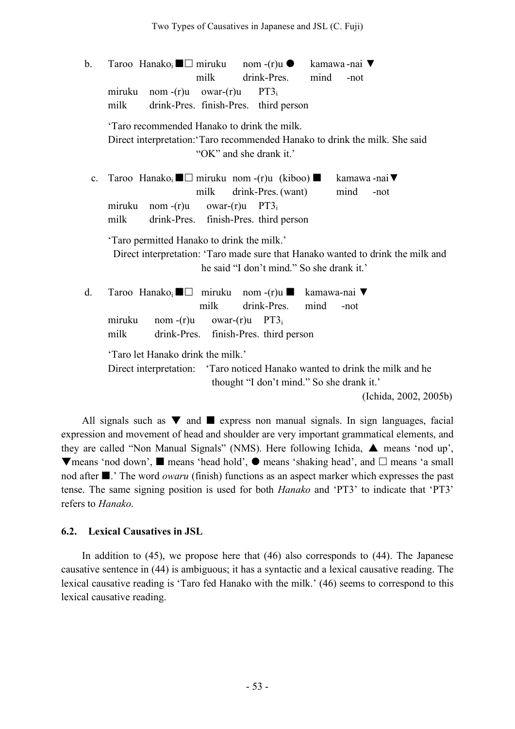b. Taroo Hanako$_i$ ■□ miruku nom -(r)u ● kamawa -nai ▼
   milk drink-Pres. mind -not
   miruku nom -(r)u owar-(r)u PT3$_i$
   milk drink-Pres. finish-Pres. third person

   'Taro recommended Hanako to drink the milk.
   Direct interpretation: 'Taro recommended Hanako to drink the milk. She said "OK" and she drank it.'

c. Taroo Hanako$_i$ ■□ miruku nom -(r)u (kiboo) ■ kamawa -nai ▼
   milk drink-Pres. (want) mind -not
   miruku nom -(r)u owar-(r)u PT3$_i$
   milk drink-Pres. finish-Pres. third person

   'Taro permitted Hanako to drink the milk.'
   Direct interpretation: 'Taro made sure that Hanako wanted to drink the milk and he said "I don't mind." So she drank it.'

d. Taroo Hanako$_i$ ■□ miruku nom -(r)u ■ kamawa-nai ▼
   milk drink-Pres. mind -not
   miruku nom -(r)u owar-(r)u PT3$_i$
   milk drink-Pres. finish-Pres. third person

   'Taro let Hanako drink the milk.'
   Direct interpretation: 'Taro noticed Hanako wanted to drink the milk and he thought "I don't mind." So she drank it.'

(Ichida, 2002, 2005b)

All signals such as ▼ and ■ express non manual signals. In sign languages, facial expression and movement of head and shoulder are very important grammatical elements, and they are called "Non Manual Signals" (NMS). Here following Ichida, ▲ means 'nod up', ▼means 'nod down', ■ means 'head hold', ● means 'shaking head', and □ means 'a small nod after ■.' The word *owaru* (finish) functions as an aspect marker which expresses the past tense. The same signing position is used for both *Hanako* and 'PT3' to indicate that 'PT3' refers to *Hanako*.

### 6.2. Lexical Causatives in JSL

In addition to (45), we propose here that (46) also corresponds to (44). The Japanese causative sentence in (44) is ambiguous; it has a syntactic and a lexical causative reading. The lexical causative reading is 'Taro fed Hanako with the milk.' (46) seems to correspond to this lexical causative reading.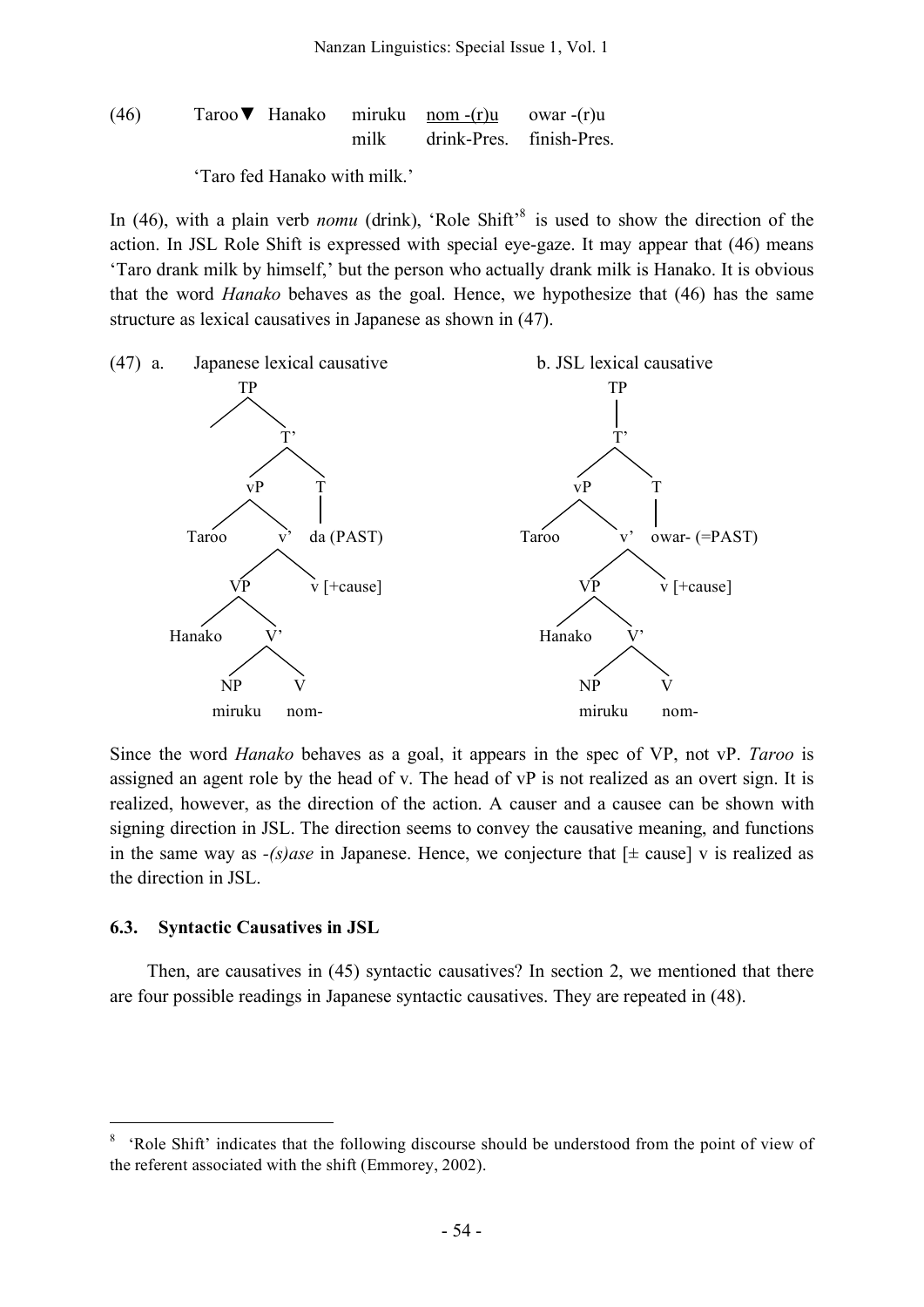(46) Taroo▼ Hanako miruku <u>nom -(r)u</u> owar -(r)u

milk drink-Pres. finish-Pres.

'Taro fed Hanako with milk.'

In (46), with a plain verb *nomu* (drink), 'Role Shift'[8] is used to show the direction of the action. In JSL Role Shift is expressed with special eye-gaze. It may appear that (46) means 'Taro drank milk by himself,' but the person who actually drank milk is Hanako. It is obvious that the word *Hanako* behaves as the goal. Hence, we hypothesize that (46) has the same structure as lexical causatives in Japanese as shown in (47).

(47) a. Japanese lexical causative

```
TP
├── 
└── T'
    ├── vP
    │   ├── Taroo
    │   └── v'
    │       ├── VP
    │       │   ├── Hanako
    │       │   └── V'
    │       │       ├── NP: miruku
    │       │       └── V: nom-
    │       └── v [+cause]
    └── T: da (PAST)
```

b. JSL lexical causative

```
TP
└── T'
    ├── vP
    │   ├── Taroo
    │   └── v'
    │       ├── VP
    │       │   ├── Hanako
    │       │   └── V'
    │       │       ├── NP: miruku
    │       │       └── V: nom-
    │       └── v [+cause]
    └── T: owar- (=PAST)
```

Since the word *Hanako* behaves as a goal, it appears in the spec of VP, not vP. *Taroo* is assigned an agent role by the head of v. The head of vP is not realized as an overt sign. It is realized, however, as the direction of the action. A causer and a causee can be shown with signing direction in JSL. The direction seems to convey the causative meaning, and functions in the same way as *-(s)ase* in Japanese. Hence, we conjecture that [± cause] v is realized as the direction in JSL.

### 6.3. Syntactic Causatives in JSL

Then, are causatives in (45) syntactic causatives? In section 2, we mentioned that there are four possible readings in Japanese syntactic causatives. They are repeated in (48).

---

[8] 'Role Shift' indicates that the following discourse should be understood from the point of view of the referent associated with the shift (Emmorey, 2002).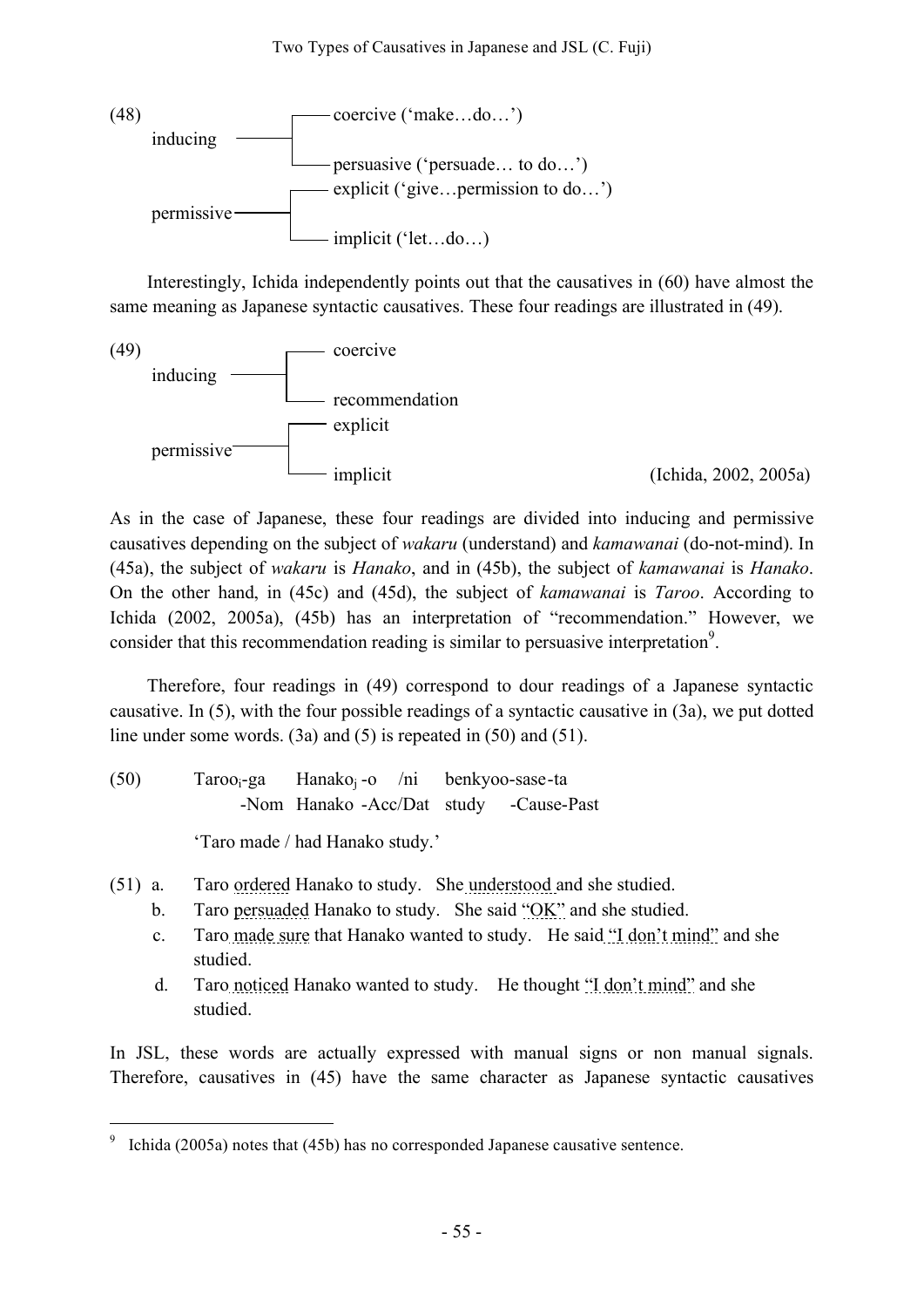(48)

- inducing
  - coercive ('make…do…')
  - persuasive ('persuade… to do…')
- permissive
  - explicit ('give…permission to do…')
  - implicit ('let…do…)

Interestingly, Ichida independently points out that the causatives in (60) have almost the same meaning as Japanese syntactic causatives. These four readings are illustrated in (49).

(49)

- inducing
  - coercive
  - recommendation
- permissive
  - explicit
  - implicit

(Ichida, 2002, 2005a)

As in the case of Japanese, these four readings are divided into inducing and permissive causatives depending on the subject of *wakaru* (understand) and *kamawanai* (do-not-mind). In (45a), the subject of *wakaru* is *Hanako*, and in (45b), the subject of *kamawanai* is *Hanako*. On the other hand, in (45c) and (45d), the subject of *kamawanai* is *Taroo*. According to Ichida (2002, 2005a), (45b) has an interpretation of "recommendation." However, we consider that this recommendation reading is similar to persuasive interpretation[9].

Therefore, four readings in (49) correspond to dour readings of a Japanese syntactic causative. In (5), with the four possible readings of a syntactic causative in (3a), we put dotted line under some words. (3a) and (5) is repeated in (50) and (51).

(50) $\text{Taroo}_i$-ga $\text{Hanako}_j$ -o /ni benkyoo-sase-ta
-Nom Hanako -Acc/Dat study -Cause-Past

'Taro made / had Hanako study.'

(51) a. Taro ordered Hanako to study. She understood and she studied.
b. Taro persuaded Hanako to study. She said "OK" and she studied.
c. Taro made sure that Hanako wanted to study. He said "I don't mind" and she studied.
d. Taro noticed Hanako wanted to study. He thought "I don't mind" and she studied.

In JSL, these words are actually expressed with manual signs or non manual signals. Therefore, causatives in (45) have the same character as Japanese syntactic causatives

[9] Ichida (2005a) notes that (45b) has no corresponded Japanese causative sentence.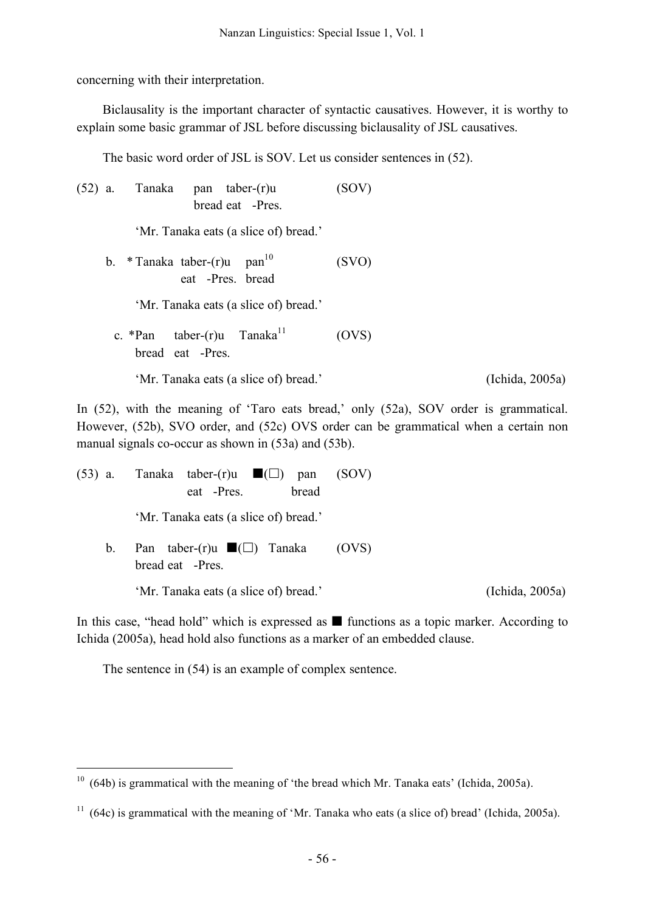concerning with their interpretation.

Biclausality is the important character of syntactic causatives. However, it is worthy to explain some basic grammar of JSL before discussing biclausality of JSL causatives.

The basic word order of JSL is SOV. Let us consider sentences in (52).

(52) a. Tanaka pan taber-(r)u (SOV)
bread eat -Pres.

'Mr. Tanaka eats (a slice of) bread.'

b. * Tanaka taber-(r)u pan[10] (SVO)
eat -Pres. bread

'Mr. Tanaka eats (a slice of) bread.'

c. *Pan taber-(r)u Tanaka[11] (OVS)
bread eat -Pres.

'Mr. Tanaka eats (a slice of) bread.' (Ichida, 2005a)

In (52), with the meaning of 'Taro eats bread,' only (52a), SOV order is grammatical. However, (52b), SVO order, and (52c) OVS order can be grammatical when a certain non manual signals co-occur as shown in (53a) and (53b).

(53) a. Tanaka taber-(r)u ■(□) pan (SOV)
eat -Pres. bread

'Mr. Tanaka eats (a slice of) bread.'

b. Pan taber-(r)u ■(□) Tanaka (OVS)
bread eat -Pres.

'Mr. Tanaka eats (a slice of) bread.' (Ichida, 2005a)

In this case, "head hold" which is expressed as ■ functions as a topic marker. According to Ichida (2005a), head hold also functions as a marker of an embedded clause.

The sentence in (54) is an example of complex sentence.

---

[10] (64b) is grammatical with the meaning of 'the bread which Mr. Tanaka eats' (Ichida, 2005a).

[11] (64c) is grammatical with the meaning of 'Mr. Tanaka who eats (a slice of) bread' (Ichida, 2005a).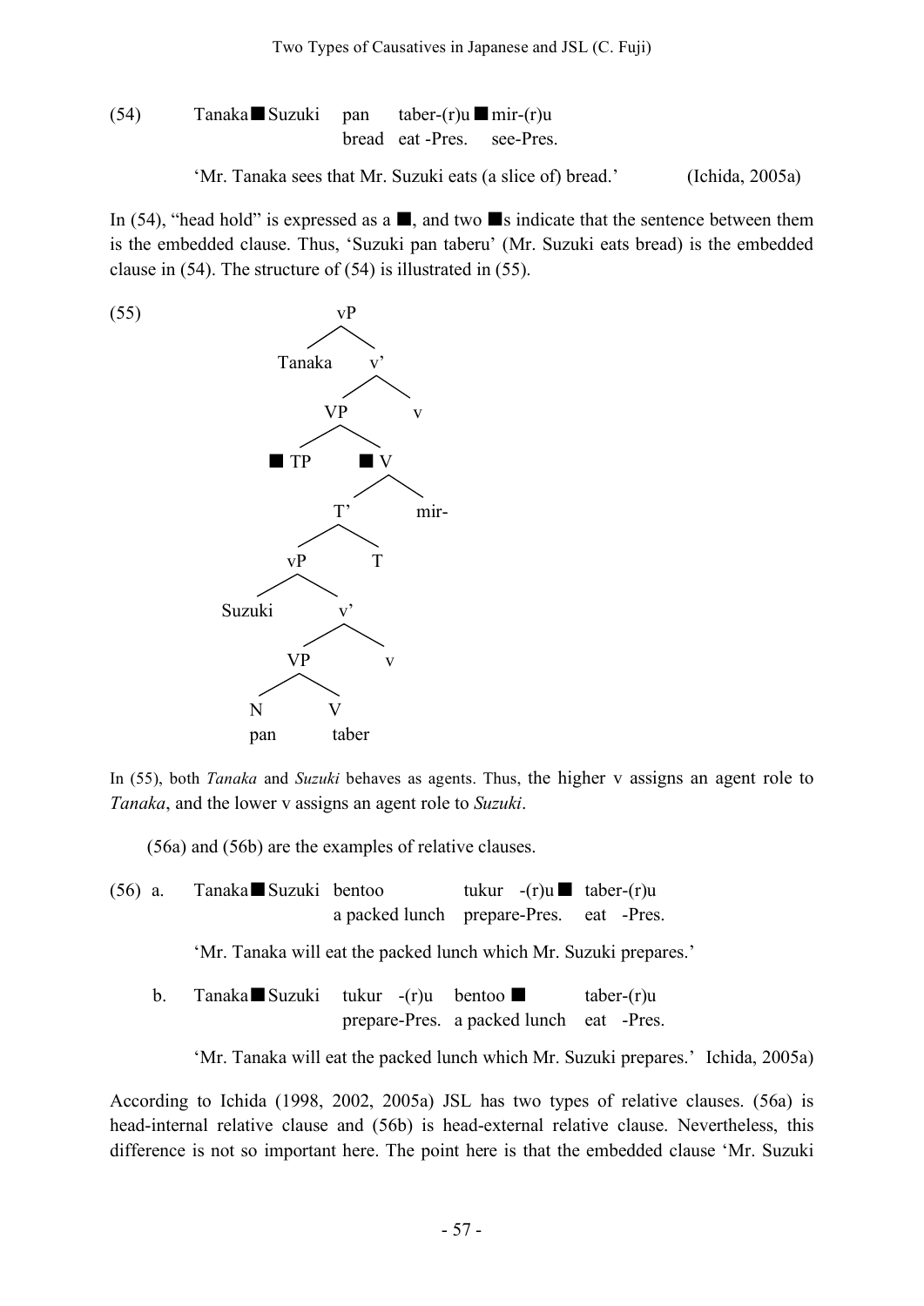(54) Tanaka■Suzuki pan taber-(r)u■mir-(r)u
                   bread eat -Pres. see-Pres.

'Mr. Tanaka sees that Mr. Suzuki eats (a slice of) bread.' (Ichida, 2005a)

In (54), "head hold" is expressed as a ■, and two ■s indicate that the sentence between them is the embedded clause. Thus, 'Suzuki pan taberu' (Mr. Suzuki eats bread) is the embedded clause in (54). The structure of (54) is illustrated in (55).

(55)

```
                vP
              /    \
         Tanaka     v'
                  /    \
                VP      v
              /    \
           ■TP      ■V
                   /   \
                 T'     mir-
               /   \
             vP     T
           /    \
       Suzuki    v'
               /    \
             VP      v
           /    \
          N      V
         pan    taber
```

In (55), both *Tanaka* and *Suzuki* behaves as agents. Thus, the higher v assigns an agent role to *Tanaka*, and the lower v assigns an agent role to *Suzuki*.

(56a) and (56b) are the examples of relative clauses.

(56) a. Tanaka■Suzuki bentoo tukur -(r)u■ taber-(r)u
                   a packed lunch prepare-Pres. eat -Pres.

'Mr. Tanaka will eat the packed lunch which Mr. Suzuki prepares.'

b. Tanaka■Suzuki tukur -(r)u bentoo ■ taber-(r)u
                   prepare-Pres. a packed lunch eat -Pres.

'Mr. Tanaka will eat the packed lunch which Mr. Suzuki prepares.' Ichida, 2005a)

According to Ichida (1998, 2002, 2005a) JSL has two types of relative clauses. (56a) is head-internal relative clause and (56b) is head-external relative clause. Nevertheless, this difference is not so important here. The point here is that the embedded clause 'Mr. Suzuki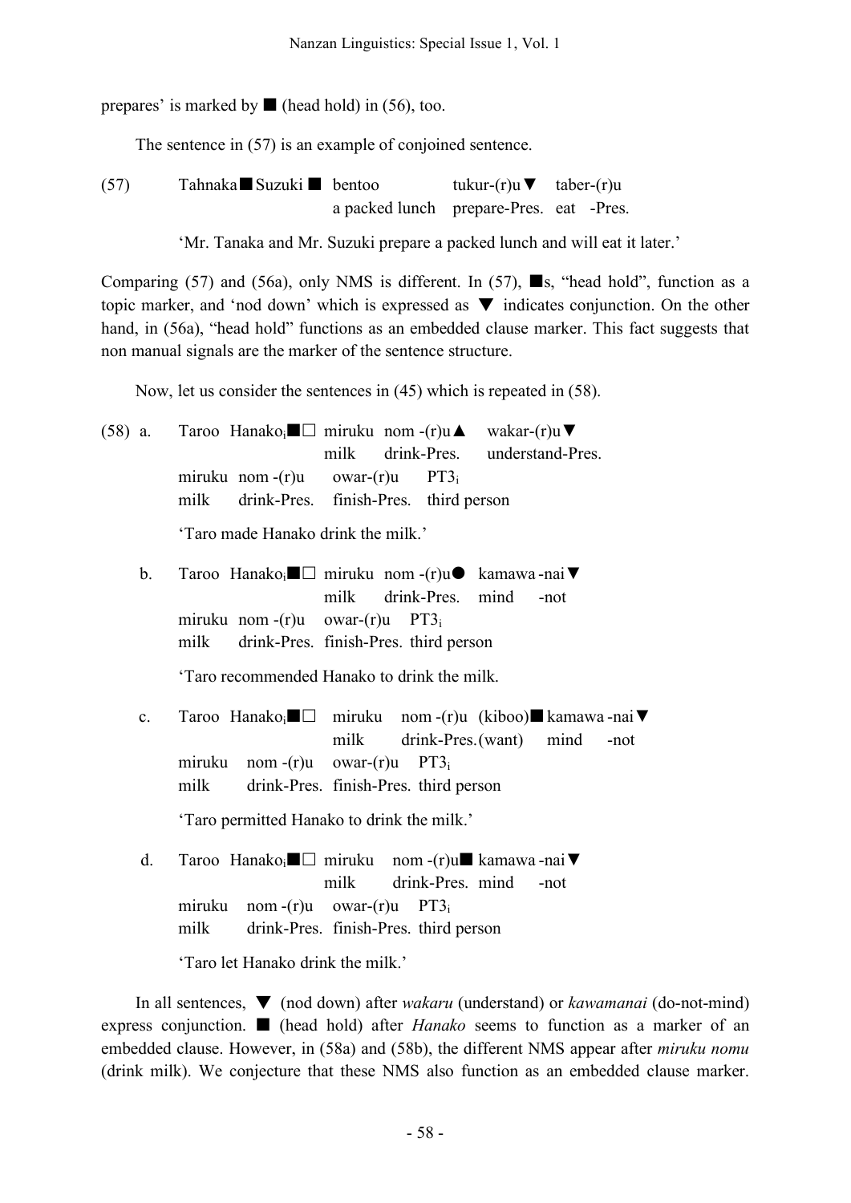prepares' is marked by ■ (head hold) in (56), too.

The sentence in (57) is an example of conjoined sentence.

(57) Tahnaka■ Suzuki ■ bentoo tukur-(r)u▼ taber-(r)u
a packed lunch prepare-Pres. eat -Pres.

'Mr. Tanaka and Mr. Suzuki prepare a packed lunch and will eat it later.'

Comparing (57) and (56a), only NMS is different. In (57), ■s, "head hold", function as a topic marker, and 'nod down' which is expressed as ▼ indicates conjunction. On the other hand, in (56a), "head hold" functions as an embedded clause marker. This fact suggests that non manual signals are the marker of the sentence structure.

Now, let us consider the sentences in (45) which is repeated in (58).

(58) a. Taroo Hanako$_i$■□ miruku nom -(r)u▲ wakar-(r)u▼
milk drink-Pres. understand-Pres.
miruku nom -(r)u owar-(r)u PT3$_i$
milk drink-Pres. finish-Pres. third person

'Taro made Hanako drink the milk.'

b. Taroo Hanako$_i$■□ miruku nom -(r)u● kamawa -nai▼
milk drink-Pres. mind -not
miruku nom -(r)u owar-(r)u PT3$_i$
milk drink-Pres. finish-Pres. third person

'Taro recommended Hanako to drink the milk.

c. Taroo Hanako$_i$■□ miruku nom -(r)u (kiboo)■ kamawa -nai▼
milk drink-Pres.(want) mind -not
miruku nom -(r)u owar-(r)u PT3$_i$
milk drink-Pres. finish-Pres. third person

'Taro permitted Hanako to drink the milk.'

d. Taroo Hanako$_i$■□ miruku nom -(r)u■ kamawa -nai▼
milk drink-Pres. mind -not
miruku nom -(r)u owar-(r)u PT3$_i$
milk drink-Pres. finish-Pres. third person

'Taro let Hanako drink the milk.'

In all sentences, ▼ (nod down) after *wakaru* (understand) or *kawamanai* (do-not-mind) express conjunction. ■ (head hold) after *Hanako* seems to function as a marker of an embedded clause. However, in (58a) and (58b), the different NMS appear after *miruku nomu* (drink milk). We conjecture that these NMS also function as an embedded clause marker.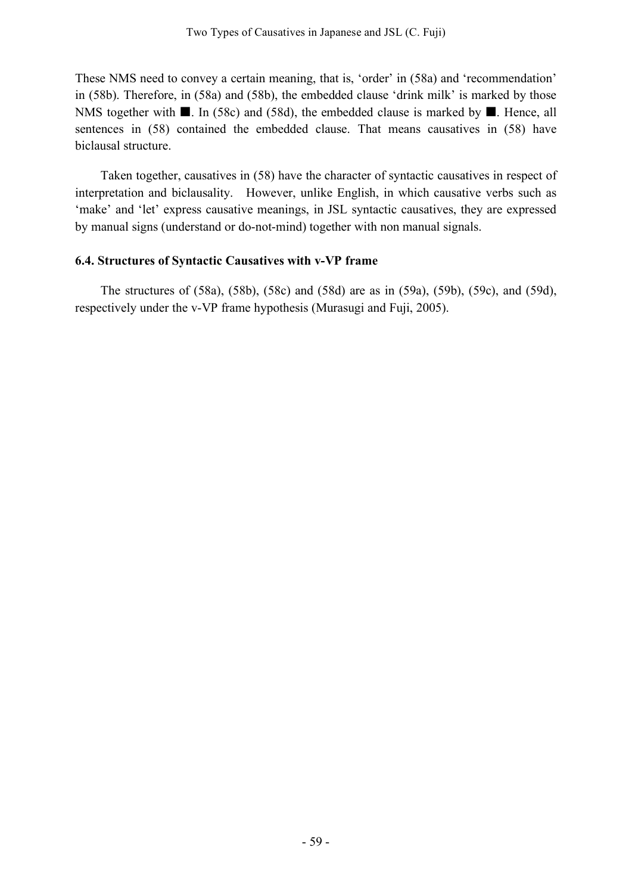These NMS need to convey a certain meaning, that is, 'order' in (58a) and 'recommendation' in (58b). Therefore, in (58a) and (58b), the embedded clause 'drink milk' is marked by those NMS together with ■. In (58c) and (58d), the embedded clause is marked by ■. Hence, all sentences in (58) contained the embedded clause. That means causatives in (58) have biclausal structure.

Taken together, causatives in (58) have the character of syntactic causatives in respect of interpretation and biclausality. However, unlike English, in which causative verbs such as 'make' and 'let' express causative meanings, in JSL syntactic causatives, they are expressed by manual signs (understand or do-not-mind) together with non manual signals.

### 6.4. Structures of Syntactic Causatives with v-VP frame

The structures of (58a), (58b), (58c) and (58d) are as in (59a), (59b), (59c), and (59d), respectively under the v-VP frame hypothesis (Murasugi and Fuji, 2005).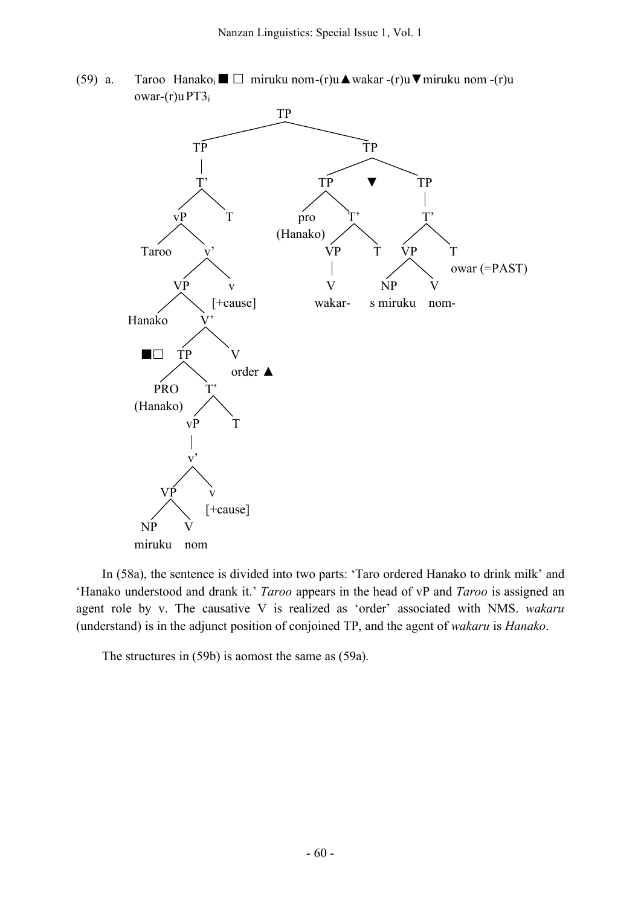(59) a. Taroo Hanako$_i$ ■ □ miruku nom-(r)u▲wakar -(r)u▼miruku nom -(r)u owar-(r)u PT3$_i$

```
                              TP
              ________________|________________
             TP                                TP
             |                     ____________|____________
             T'                   TP           ▼            TP
          ___|___             ____|____                     |
         vP      T          pro        T'                   T'
      ___|___             (Hanako)   __|__               ___|___
   Taroo     v'                     VP    T             VP      T
          ___|___                   |                ___|___   owar (=PAST)
         VP      v                  V               NP      V
      ___|___  [+cause]           wakar-        s miruku   nom-
   Hanako    V'
          ___|___
      ■□ TP      V
      ___|___   order ▲
    PRO      T'
  (Hanako) __|__
          vP     T
          |
          v'
       ___|___
      VP      v
   ___|___  [+cause]
  NP      V
miruku   nom
```

In (58a), the sentence is divided into two parts: 'Taro ordered Hanako to drink milk' and 'Hanako understood and drank it.' *Taroo* appears in the head of vP and *Taroo* is assigned an agent role by v. The causative V is realized as 'order' associated with NMS. *wakaru* (understand) is in the adjunct position of conjoined TP, and the agent of *wakaru* is *Hanako*.

The structures in (59b) is aomost the same as (59a).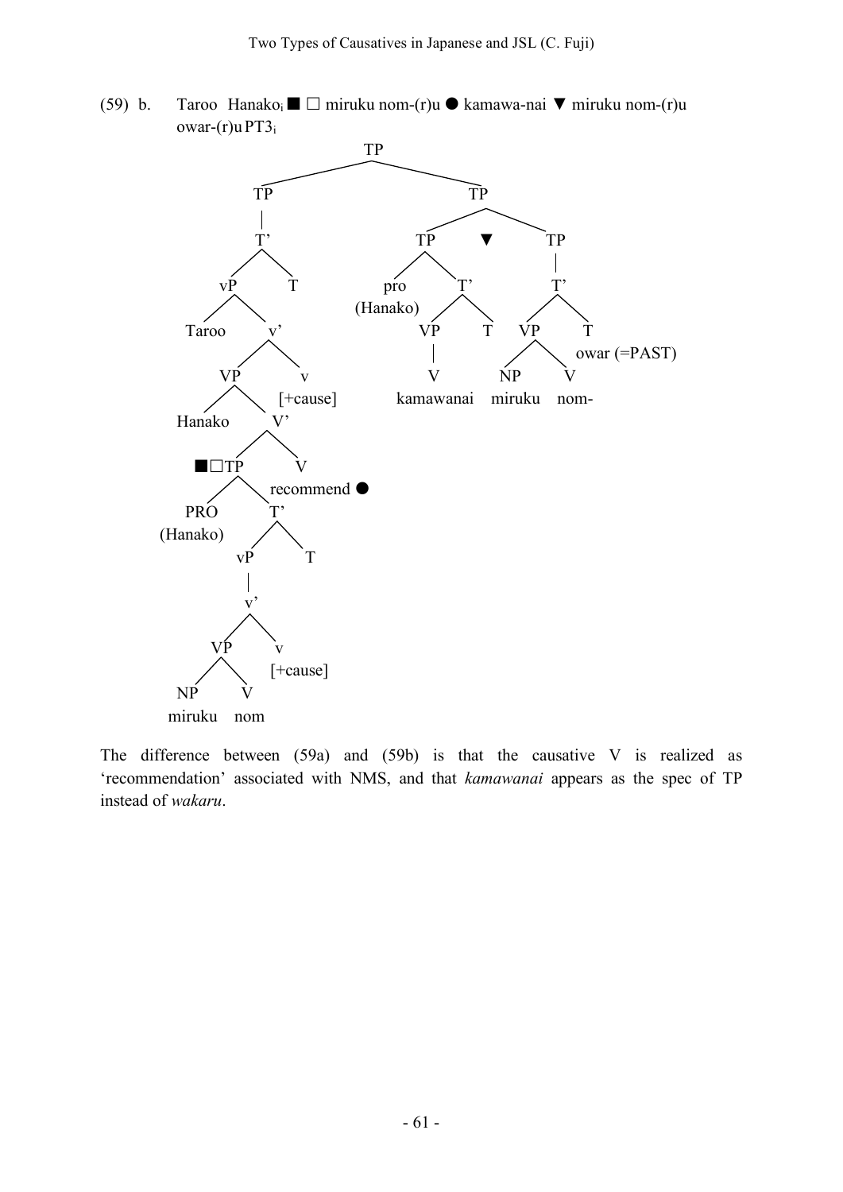(59) b. Taroo Hanako$_i$ ■ □ miruku nom-(r)u ● kamawa-nai ▼ miruku nom-(r)u owar-(r)u PT3$_i$

```
                                TP
                 _______________|_______________
                TP                              TP
                |                     __________|__________
                T'                   TP         ▼         TP
              /    \               /    \                  |
            vP      T            pro     T'                T'
          /    \               (Hanako) /  \             /    \
      Taroo     v'                     VP    T         VP      T
              /    \                   |             /    \    owar (=PAST)
            VP      v                  V           NP      V
          /    \   [+cause]        kamawanai     miruku   nom-
     Hanako     V'
              /    \
          ■□TP      V
          /   \     recommend ●
       PRO     T'
    (Hanako) /    \
           vP      T
           |
           v'
         /    \
       VP      v
     /    \   [+cause]
   NP      V
 miruku   nom
```

The difference between (59a) and (59b) is that the causative V is realized as 'recommendation' associated with NMS, and that *kamawanai* appears as the spec of TP instead of *wakaru*.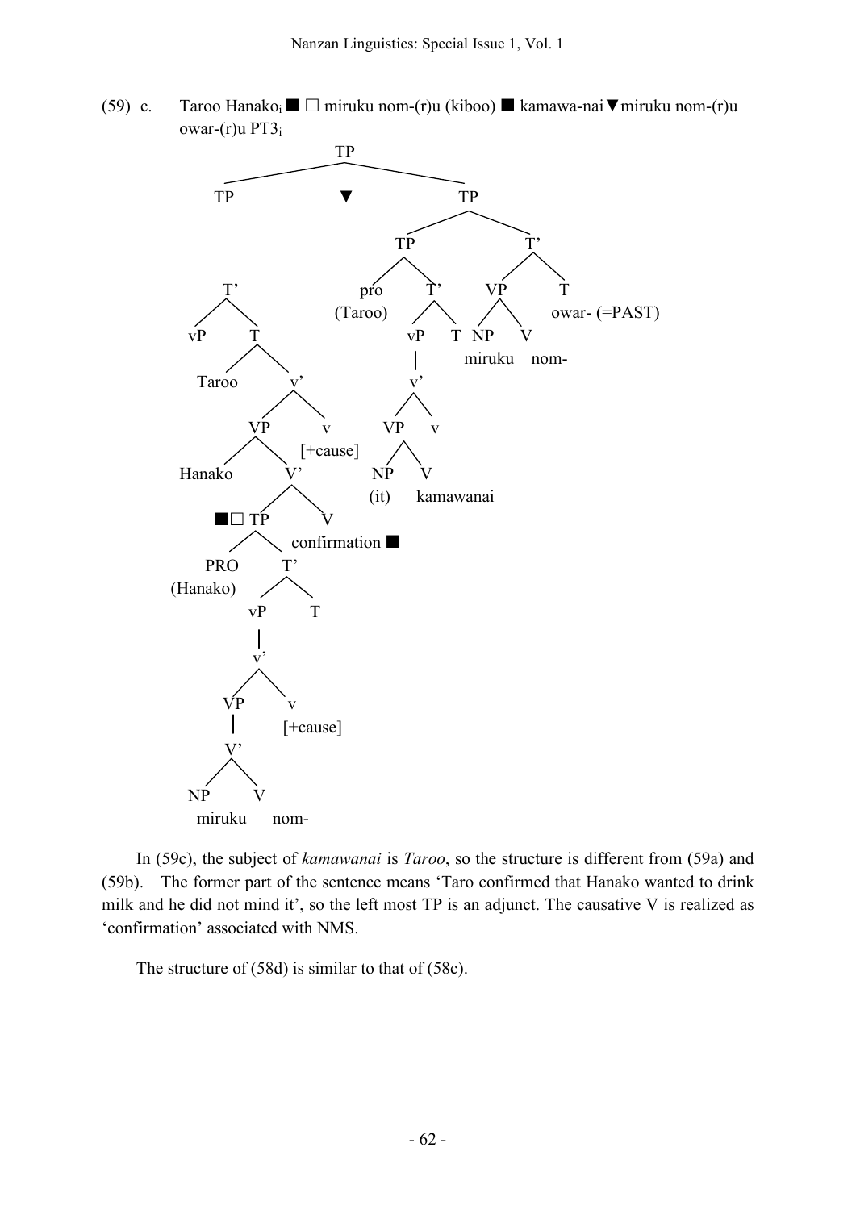(59) c. Taroo Hanako$_i$ ■ □ miruku nom-(r)u (kiboo) ■ kamawa-nai ▼ miruku nom-(r)u owar-(r)u PT3$_i$

```
                                TP
               ________________/  \________________
              TP                ▼                 TP
              |                            _______/ \_______
              |                           TP                T'
              T'                         /  \              /  \
             /  \                     pro    T'          VP    T
           vP    T                 (Taroo)  /  \        /  \   owar- (=PAST)
                / \                        vP   T     NP    V
            Taroo  v'                      |          miruku nom-
                  /  \                     v'
                VP    v                   /  \
               /  \  [+cause]           VP    v
          Hanako   V'                  /  \
                  /  \               NP    V
             ■□ TP    V             (it)   kamawanai
               /  \   confirmation ■
            PRO    T'
         (Hanako) /  \
                vP    T
                |
                v'
               /  \
             VP    v
             |    [+cause]
             V'
            /  \
          NP    V
        miruku  nom-
```

In (59c), the subject of *kamawanai* is *Taroo*, so the structure is different from (59a) and (59b). The former part of the sentence means 'Taro confirmed that Hanako wanted to drink milk and he did not mind it', so the left most TP is an adjunct. The causative V is realized as 'confirmation' associated with NMS.

The structure of (58d) is similar to that of (58c).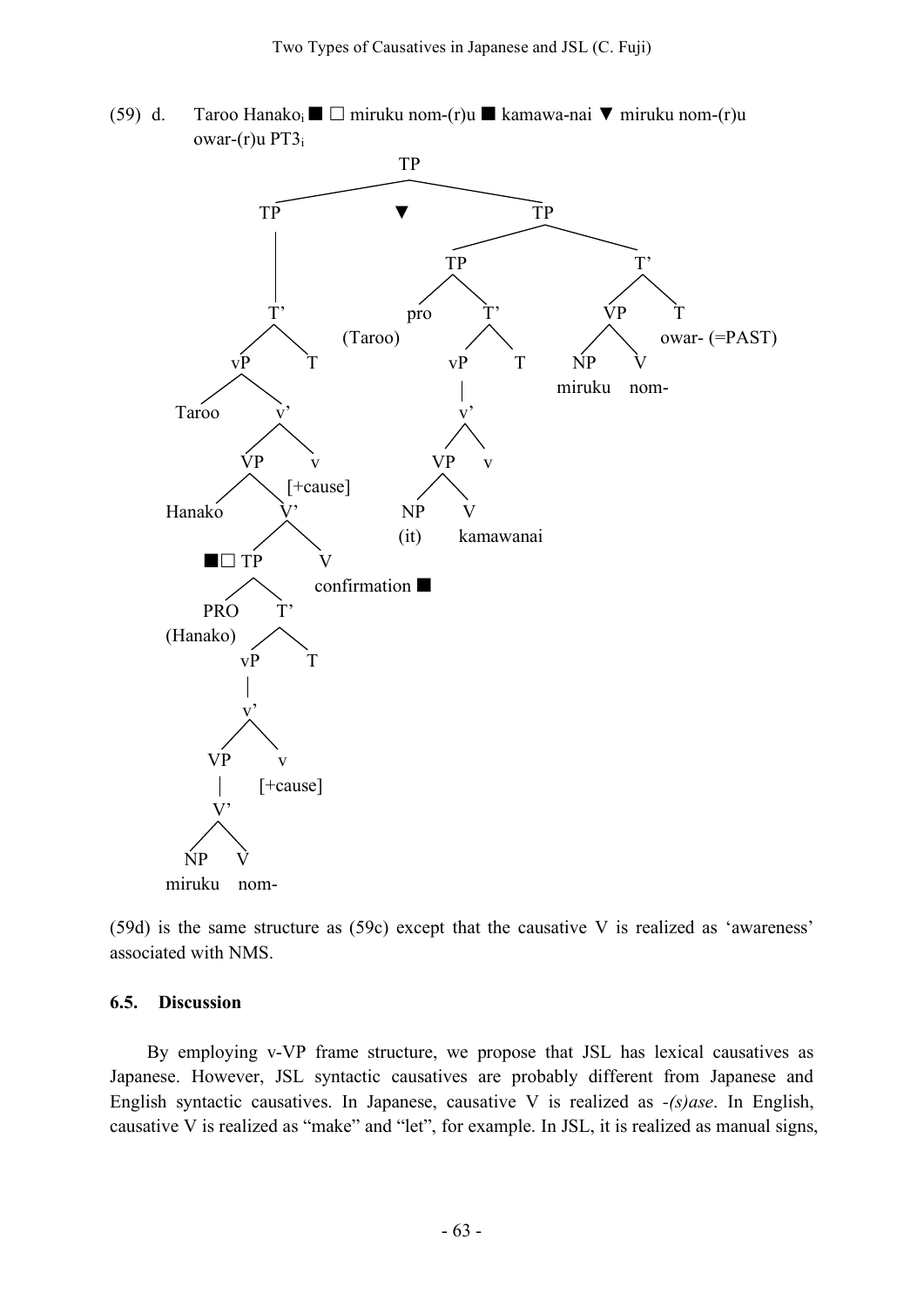(59) d. Taroo Hanako$_i$ ■ □ miruku nom-(r)u ■ kamawa-nai ▼ miruku nom-(r)u owar-(r)u PT3$_i$

```
                                   TP
              ___________________|___________________
             TP                  ▼                   TP
             |                              _________|_________
             T'                            TP                  T'
            / \                           /  \                /  \
          vP    T                       pro    T'           VP     T
         /  \                         (Taroo) /  \         /  \    owar- (=PAST)
     Taroo   v'                              vP    T     NP    V
            /  \                             |          miruku nom-
          VP    v                            v'
         /  \  [+cause]                     /  \
    Hanako   V'                           VP    v
            /  \                         /  \
      ■□ TP     V                      NP    V
        /  \    confirmation ■        (it)  kamawanai
     PRO    T'
  (Hanako) /  \
         vP    T
         |
         v'
        /  \
      VP    v
      |    [+cause]
      V'
     /  \
   NP    V
 miruku  nom-
```

(59d) is the same structure as (59c) except that the causative V is realized as 'awareness' associated with NMS.

### 6.5. Discussion

By employing v-VP frame structure, we propose that JSL has lexical causatives as Japanese. However, JSL syntactic causatives are probably different from Japanese and English syntactic causatives. In Japanese, causative V is realized as *-(s)ase*. In English, causative V is realized as "make" and "let", for example. In JSL, it is realized as manual signs,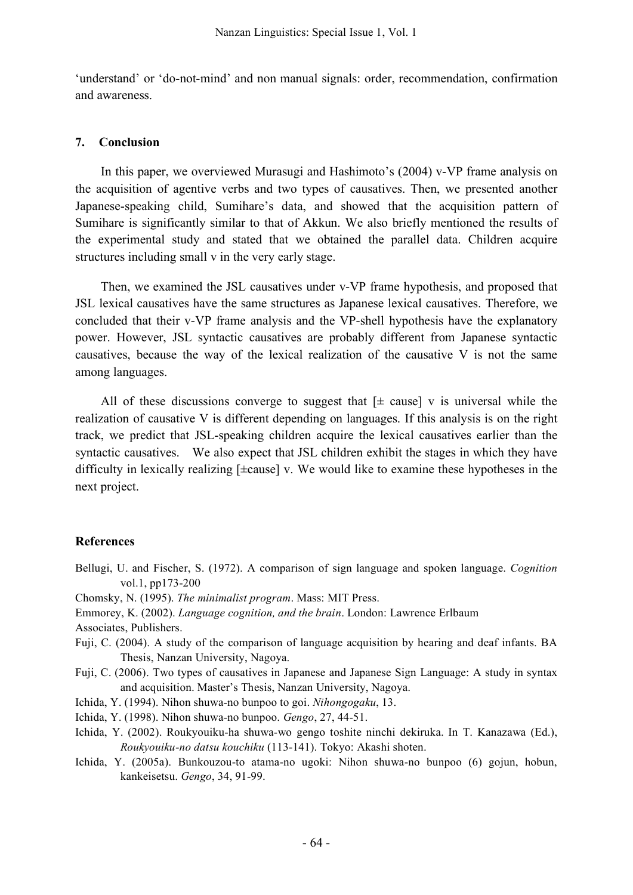'understand' or 'do-not-mind' and non manual signals: order, recommendation, confirmation and awareness.

## 7. Conclusion

In this paper, we overviewed Murasugi and Hashimoto's (2004) v-VP frame analysis on the acquisition of agentive verbs and two types of causatives. Then, we presented another Japanese-speaking child, Sumihare's data, and showed that the acquisition pattern of Sumihare is significantly similar to that of Akkun. We also briefly mentioned the results of the experimental study and stated that we obtained the parallel data. Children acquire structures including small v in the very early stage.

Then, we examined the JSL causatives under v-VP frame hypothesis, and proposed that JSL lexical causatives have the same structures as Japanese lexical causatives. Therefore, we concluded that their v-VP frame analysis and the VP-shell hypothesis have the explanatory power. However, JSL syntactic causatives are probably different from Japanese syntactic causatives, because the way of the lexical realization of the causative V is not the same among languages.

All of these discussions converge to suggest that [± cause] v is universal while the realization of causative V is different depending on languages. If this analysis is on the right track, we predict that JSL-speaking children acquire the lexical causatives earlier than the syntactic causatives. We also expect that JSL children exhibit the stages in which they have difficulty in lexically realizing [±cause] v. We would like to examine these hypotheses in the next project.

## References

Bellugi, U. and Fischer, S. (1972). A comparison of sign language and spoken language. *Cognition* vol.1, pp173-200

Chomsky, N. (1995). *The minimalist program*. Mass: MIT Press.

Emmorey, K. (2002). *Language cognition, and the brain*. London: Lawrence Erlbaum Associates, Publishers.

Fuji, C. (2004). A study of the comparison of language acquisition by hearing and deaf infants. BA Thesis, Nanzan University, Nagoya.

Fuji, C. (2006). Two types of causatives in Japanese and Japanese Sign Language: A study in syntax and acquisition. Master's Thesis, Nanzan University, Nagoya.

Ichida, Y. (1994). Nihon shuwa-no bunpoo to goi. *Nihongogaku*, 13.

Ichida, Y. (1998). Nihon shuwa-no bunpoo. *Gengo*, 27, 44-51.

Ichida, Y. (2002). Roukyouiku-ha shuwa-wo gengo toshite ninchi dekiruka. In T. Kanazawa (Ed.), *Roukyouiku-no datsu kouchiku* (113-141). Tokyo: Akashi shoten.

Ichida, Y. (2005a). Bunkouzou-to atama-no ugoki: Nihon shuwa-no bunpoo (6) gojun, hobun, kankeisetsu. *Gengo*, 34, 91-99.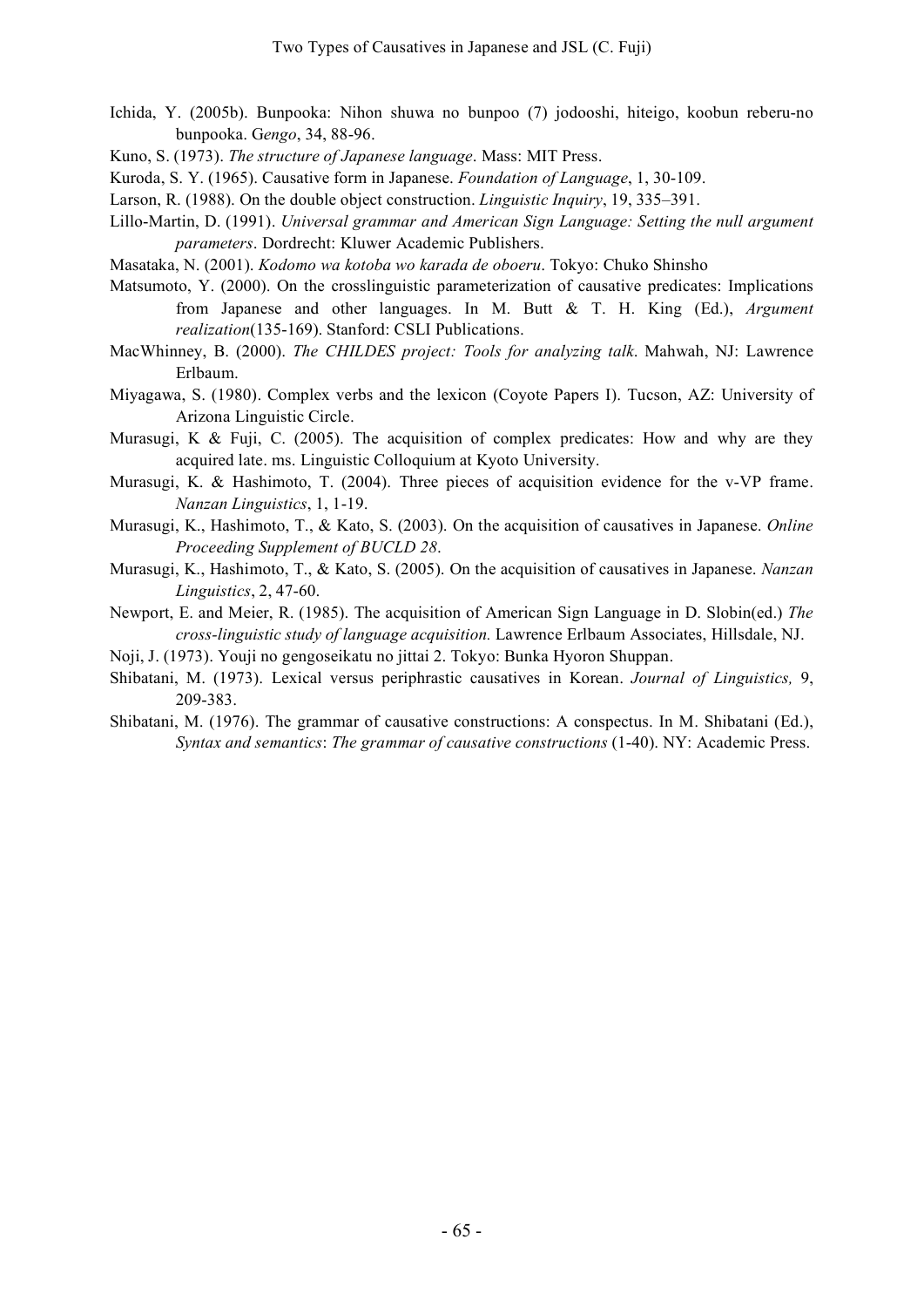Ichida, Y. (2005b). Bunpooka: Nihon shuwa no bunpoo (7) jodooshi, hiteigo, koobun reberu-no bunpooka. G*engo*, 34, 88-96.

Kuno, S. (1973). *The structure of Japanese language*. Mass: MIT Press.

Kuroda, S. Y. (1965). Causative form in Japanese. *Foundation of Language*, 1, 30-109.

Larson, R. (1988). On the double object construction. *Linguistic Inquiry*, 19, 335–391.

Lillo-Martin, D. (1991). *Universal grammar and American Sign Language: Setting the null argument parameters*. Dordrecht: Kluwer Academic Publishers.

Masataka, N. (2001). *Kodomo wa kotoba wo karada de oboeru*. Tokyo: Chuko Shinsho

Matsumoto, Y. (2000). On the crosslinguistic parameterization of causative predicates: Implications from Japanese and other languages. In M. Butt & T. H. King (Ed.), *Argument realization*(135-169). Stanford: CSLI Publications.

MacWhinney, B. (2000). *The CHILDES project: Tools for analyzing talk*. Mahwah, NJ: Lawrence Erlbaum.

Miyagawa, S. (1980). Complex verbs and the lexicon (Coyote Papers I). Tucson, AZ: University of Arizona Linguistic Circle.

Murasugi, K & Fuji, C. (2005). The acquisition of complex predicates: How and why are they acquired late. ms. Linguistic Colloquium at Kyoto University.

Murasugi, K. & Hashimoto, T. (2004). Three pieces of acquisition evidence for the v-VP frame. *Nanzan Linguistics*, 1, 1-19.

Murasugi, K., Hashimoto, T., & Kato, S. (2003). On the acquisition of causatives in Japanese. *Online Proceeding Supplement of BUCLD 28*.

Murasugi, K., Hashimoto, T., & Kato, S. (2005). On the acquisition of causatives in Japanese. *Nanzan Linguistics*, 2, 47-60.

Newport, E. and Meier, R. (1985). The acquisition of American Sign Language in D. Slobin(ed.) *The cross-linguistic study of language acquisition.* Lawrence Erlbaum Associates, Hillsdale, NJ.

Noji, J. (1973). Youji no gengoseikatu no jittai 2. Tokyo: Bunka Hyoron Shuppan.

Shibatani, M. (1973). Lexical versus periphrastic causatives in Korean. *Journal of Linguistics,* 9, 209-383.

Shibatani, M. (1976). The grammar of causative constructions: A conspectus. In M. Shibatani (Ed.), *Syntax and semantics*: *The grammar of causative constructions* (1-40). NY: Academic Press.